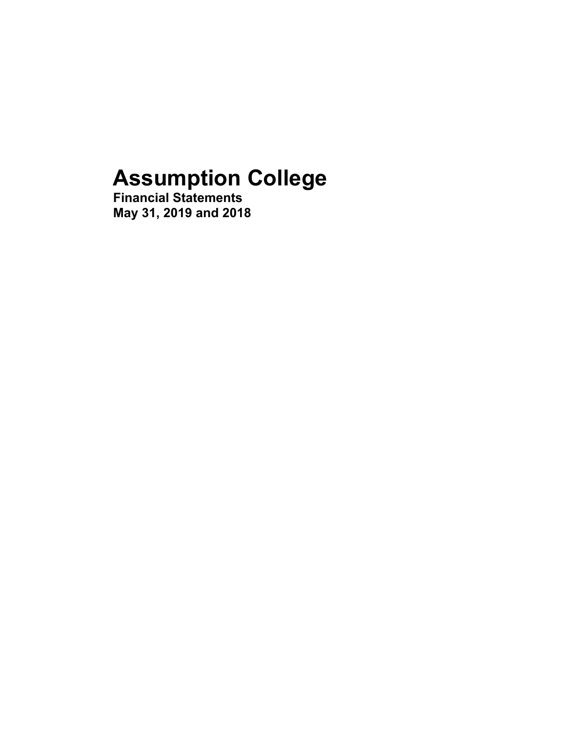# Assumption College

**Financial Statements**
**May 31, 2019 and 2018**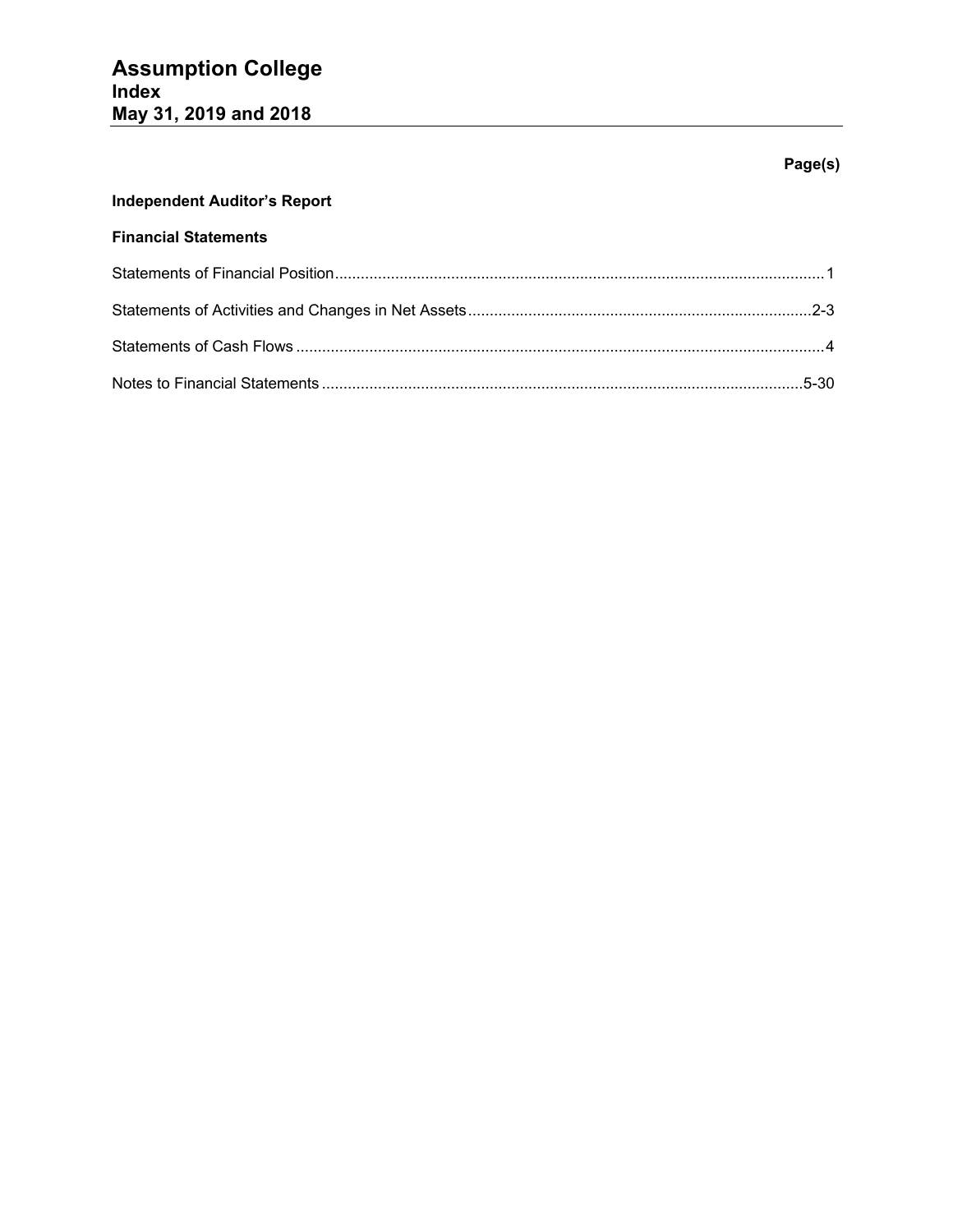# Assumption College
## Index
## May 31, 2019 and 2018

| | Page(s) |
|---|---|
| **Independent Auditor's Report** | |
| **Financial Statements** | |
| Statements of Financial Position | 1 |
| Statements of Activities and Changes in Net Assets | 2-3 |
| Statements of Cash Flows | 4 |
| Notes to Financial Statements | 5-30 |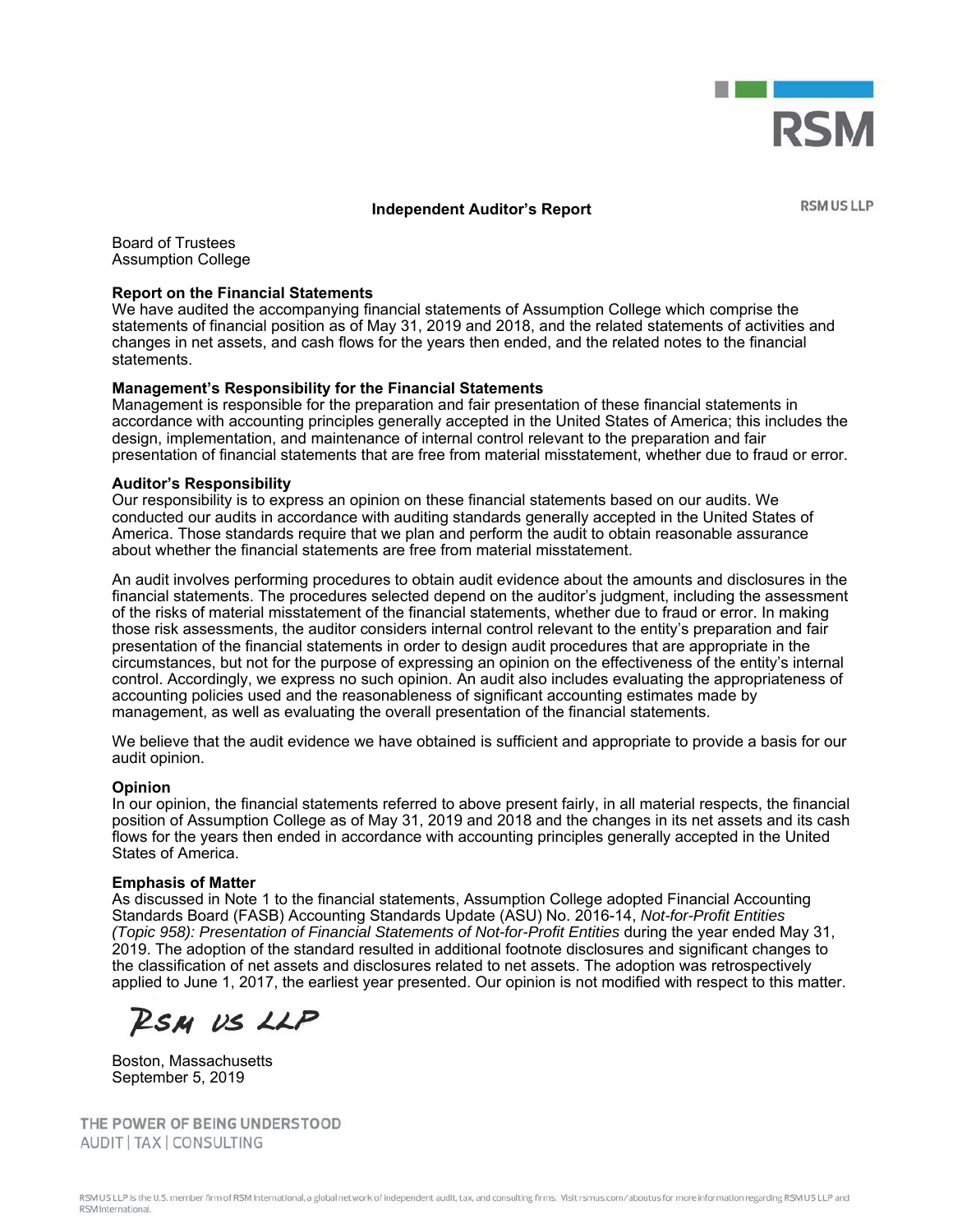RSM

**Independent Auditor's Report**

RSM US LLP

Board of Trustees
Assumption College

**Report on the Financial Statements**
We have audited the accompanying financial statements of Assumption College which comprise the statements of financial position as of May 31, 2019 and 2018, and the related statements of activities and changes in net assets, and cash flows for the years then ended, and the related notes to the financial statements.

**Management's Responsibility for the Financial Statements**
Management is responsible for the preparation and fair presentation of these financial statements in accordance with accounting principles generally accepted in the United States of America; this includes the design, implementation, and maintenance of internal control relevant to the preparation and fair presentation of financial statements that are free from material misstatement, whether due to fraud or error.

**Auditor's Responsibility**
Our responsibility is to express an opinion on these financial statements based on our audits. We conducted our audits in accordance with auditing standards generally accepted in the United States of America. Those standards require that we plan and perform the audit to obtain reasonable assurance about whether the financial statements are free from material misstatement.

An audit involves performing procedures to obtain audit evidence about the amounts and disclosures in the financial statements. The procedures selected depend on the auditor's judgment, including the assessment of the risks of material misstatement of the financial statements, whether due to fraud or error. In making those risk assessments, the auditor considers internal control relevant to the entity's preparation and fair presentation of the financial statements in order to design audit procedures that are appropriate in the circumstances, but not for the purpose of expressing an opinion on the effectiveness of the entity's internal control. Accordingly, we express no such opinion. An audit also includes evaluating the appropriateness of accounting policies used and the reasonableness of significant accounting estimates made by management, as well as evaluating the overall presentation of the financial statements.

We believe that the audit evidence we have obtained is sufficient and appropriate to provide a basis for our audit opinion.

**Opinion**
In our opinion, the financial statements referred to above present fairly, in all material respects, the financial position of Assumption College as of May 31, 2019 and 2018 and the changes in its net assets and its cash flows for the years then ended in accordance with accounting principles generally accepted in the United States of America.

**Emphasis of Matter**
As discussed in Note 1 to the financial statements, Assumption College adopted Financial Accounting Standards Board (FASB) Accounting Standards Update (ASU) No. 2016-14, *Not-for-Profit Entities (Topic 958): Presentation of Financial Statements of Not-for-Profit Entities* during the year ended May 31, 2019. The adoption of the standard resulted in additional footnote disclosures and significant changes to the classification of net assets and disclosures related to net assets. The adoption was retrospectively applied to June 1, 2017, the earliest year presented. Our opinion is not modified with respect to this matter.

RSM US LLP

Boston, Massachusetts
September 5, 2019

THE POWER OF BEING UNDERSTOOD
AUDIT | TAX | CONSULTING

RSM US LLP is the U.S. member firm of RSM International, a global network of independent audit, tax, and consulting firms. Visit rsmus.com/aboutus for more information regarding RSM US LLP and RSM International.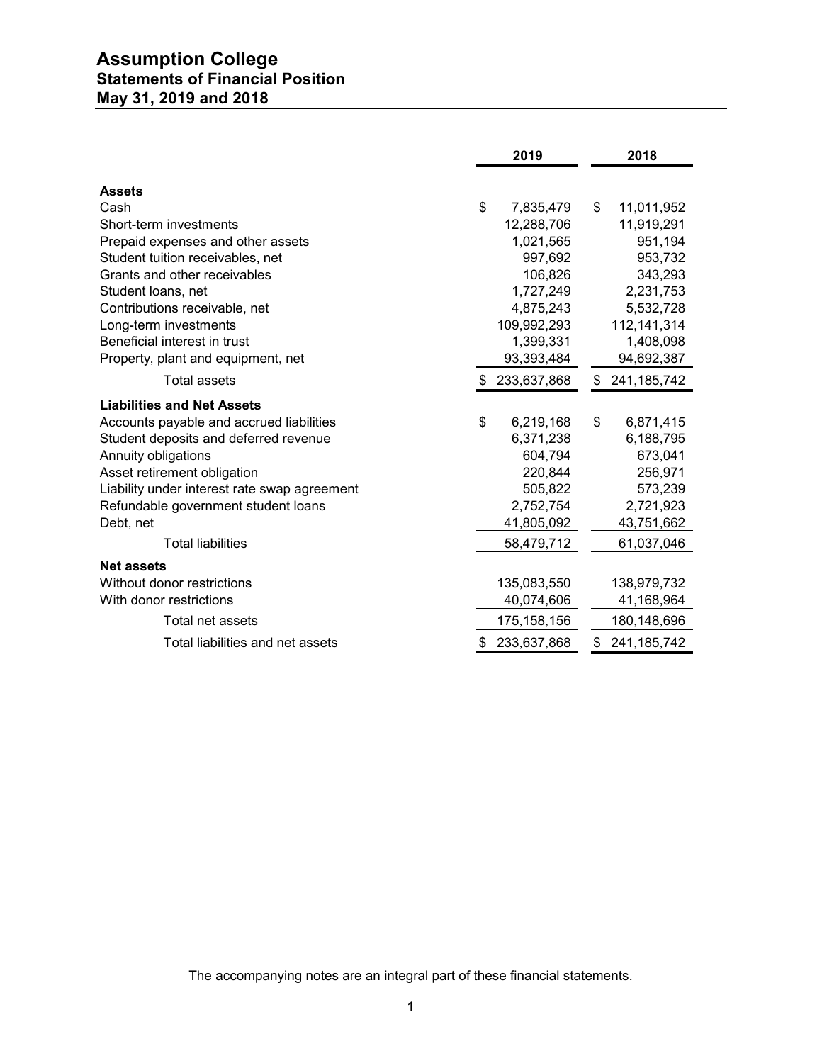# Assumption College
## Statements of Financial Position
## May 31, 2019 and 2018

| | 2019 | 2018 |
|---|---|---|
| **Assets** | | |
| Cash | $ 7,835,479 | $ 11,011,952 |
| Short-term investments | 12,288,706 | 11,919,291 |
| Prepaid expenses and other assets | 1,021,565 | 951,194 |
| Student tuition receivables, net | 997,692 | 953,732 |
| Grants and other receivables | 106,826 | 343,293 |
| Student loans, net | 1,727,249 | 2,231,753 |
| Contributions receivable, net | 4,875,243 | 5,532,728 |
| Long-term investments | 109,992,293 | 112,141,314 |
| Beneficial interest in trust | 1,399,331 | 1,408,098 |
| Property, plant and equipment, net | 93,393,484 | 94,692,387 |
| Total assets | $ 233,637,868 | $ 241,185,742 |
| **Liabilities and Net Assets** | | |
| Accounts payable and accrued liabilities | $ 6,219,168 | $ 6,871,415 |
| Student deposits and deferred revenue | 6,371,238 | 6,188,795 |
| Annuity obligations | 604,794 | 673,041 |
| Asset retirement obligation | 220,844 | 256,971 |
| Liability under interest rate swap agreement | 505,822 | 573,239 |
| Refundable government student loans | 2,752,754 | 2,721,923 |
| Debt, net | 41,805,092 | 43,751,662 |
| Total liabilities | 58,479,712 | 61,037,046 |
| **Net assets** | | |
| Without donor restrictions | 135,083,550 | 138,979,732 |
| With donor restrictions | 40,074,606 | 41,168,964 |
| Total net assets | 175,158,156 | 180,148,696 |
| Total liabilities and net assets | $ 233,637,868 | $ 241,185,742 |

The accompanying notes are an integral part of these financial statements.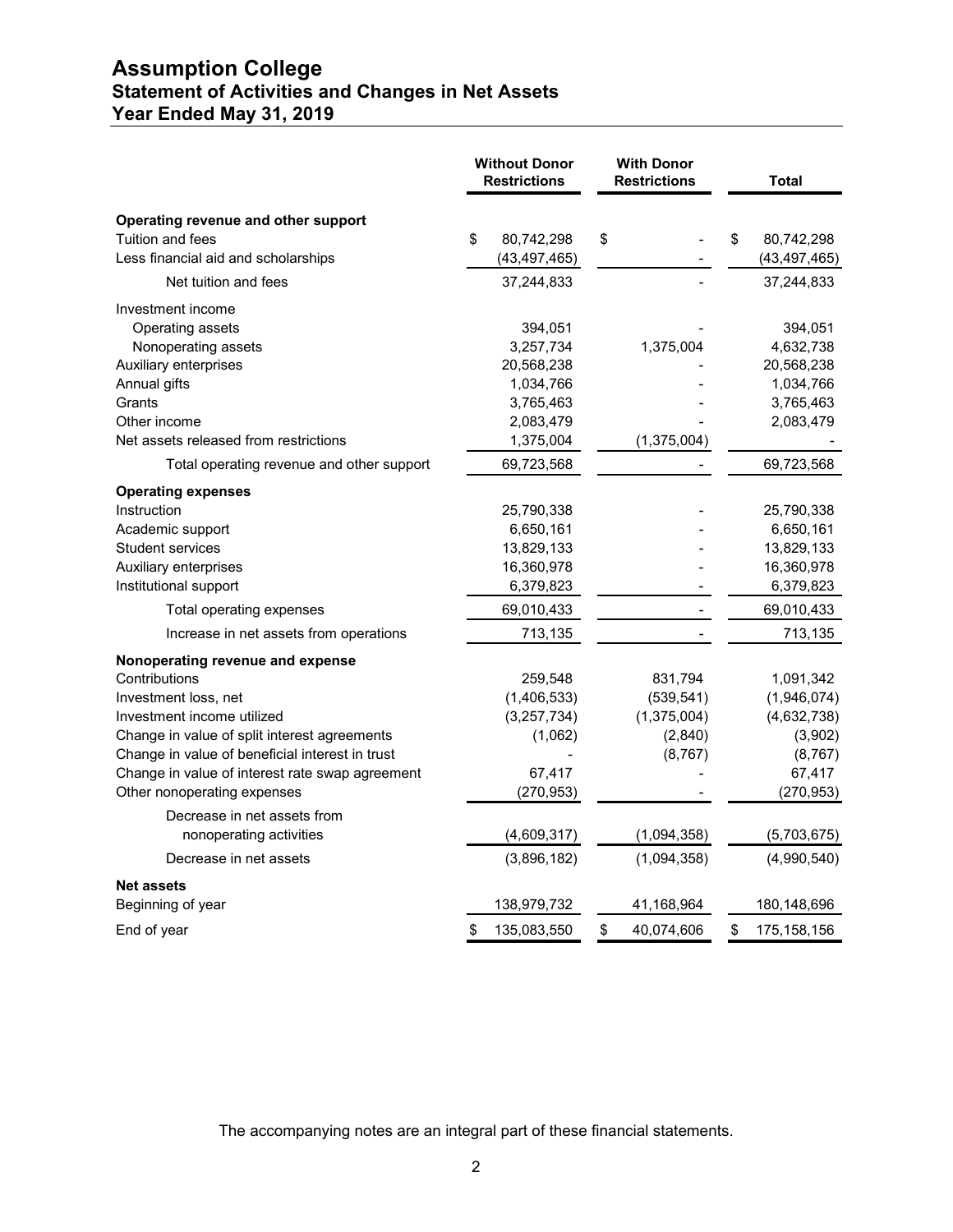# Assumption College

## Statement of Activities and Changes in Net Assets

## Year Ended May 31, 2019

| | Without Donor Restrictions | With Donor Restrictions | Total |
|---|---|---|---|
| **Operating revenue and other support** | | | |
| Tuition and fees | $ 80,742,298 | $ - | $ 80,742,298 |
| Less financial aid and scholarships | (43,497,465) | - | (43,497,465) |
| Net tuition and fees | 37,244,833 | - | 37,244,833 |
| Investment income | | | |
| Operating assets | 394,051 | - | 394,051 |
| Nonoperating assets | 3,257,734 | 1,375,004 | 4,632,738 |
| Auxiliary enterprises | 20,568,238 | - | 20,568,238 |
| Annual gifts | 1,034,766 | - | 1,034,766 |
| Grants | 3,765,463 | - | 3,765,463 |
| Other income | 2,083,479 | - | 2,083,479 |
| Net assets released from restrictions | 1,375,004 | (1,375,004) | - |
| Total operating revenue and other support | 69,723,568 | - | 69,723,568 |
| **Operating expenses** | | | |
| Instruction | 25,790,338 | - | 25,790,338 |
| Academic support | 6,650,161 | - | 6,650,161 |
| Student services | 13,829,133 | - | 13,829,133 |
| Auxiliary enterprises | 16,360,978 | - | 16,360,978 |
| Institutional support | 6,379,823 | - | 6,379,823 |
| Total operating expenses | 69,010,433 | - | 69,010,433 |
| Increase in net assets from operations | 713,135 | - | 713,135 |
| **Nonoperating revenue and expense** | | | |
| Contributions | 259,548 | 831,794 | 1,091,342 |
| Investment loss, net | (1,406,533) | (539,541) | (1,946,074) |
| Investment income utilized | (3,257,734) | (1,375,004) | (4,632,738) |
| Change in value of split interest agreements | (1,062) | (2,840) | (3,902) |
| Change in value of beneficial interest in trust | - | (8,767) | (8,767) |
| Change in value of interest rate swap agreement | 67,417 | - | 67,417 |
| Other nonoperating expenses | (270,953) | - | (270,953) |
| Decrease in net assets from nonoperating activities | (4,609,317) | (1,094,358) | (5,703,675) |
| Decrease in net assets | (3,896,182) | (1,094,358) | (4,990,540) |
| **Net assets** | | | |
| Beginning of year | 138,979,732 | 41,168,964 | 180,148,696 |
| End of year | $ 135,083,550 | $ 40,074,606 | $ 175,158,156 |

The accompanying notes are an integral part of these financial statements.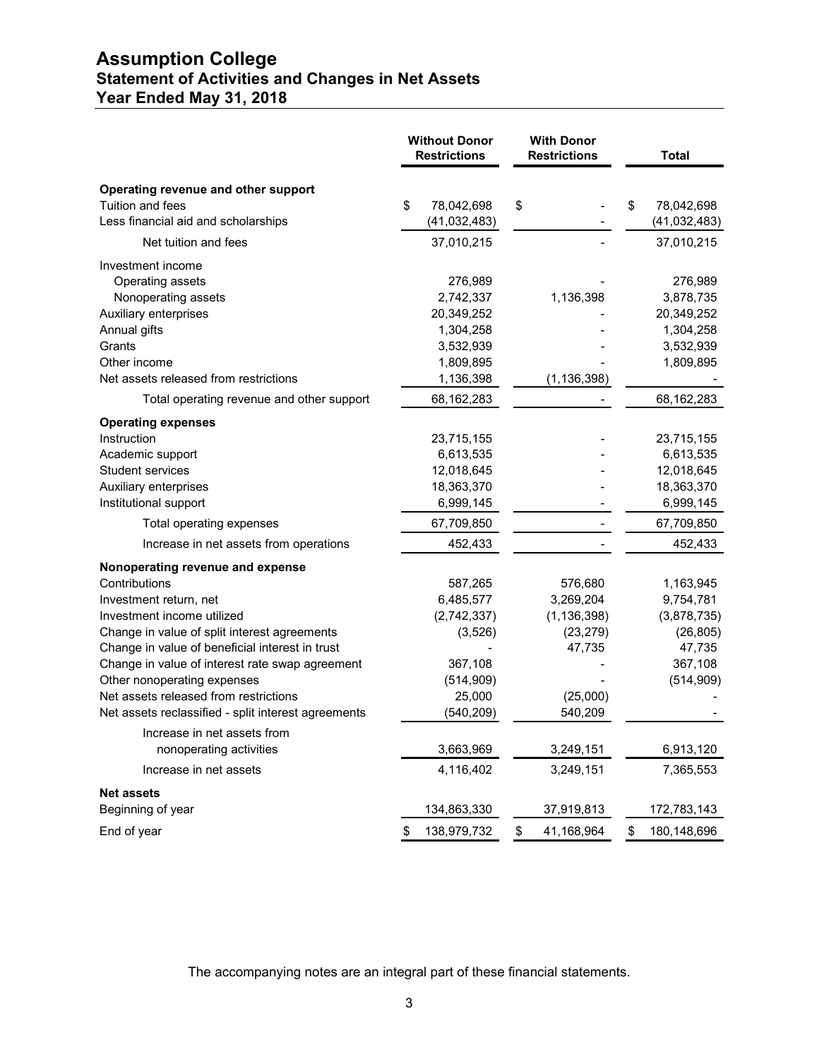# Assumption College
## Statement of Activities and Changes in Net Assets
## Year Ended May 31, 2018

| | Without Donor Restrictions | With Donor Restrictions | Total |
|---|---|---|---|
| **Operating revenue and other support** | | | |
| Tuition and fees | $ 78,042,698 | $ - | $ 78,042,698 |
| Less financial aid and scholarships | (41,032,483) | - | (41,032,483) |
| Net tuition and fees | 37,010,215 | - | 37,010,215 |
| Investment income | | | |
| Operating assets | 276,989 | - | 276,989 |
| Nonoperating assets | 2,742,337 | 1,136,398 | 3,878,735 |
| Auxiliary enterprises | 20,349,252 | - | 20,349,252 |
| Annual gifts | 1,304,258 | - | 1,304,258 |
| Grants | 3,532,939 | - | 3,532,939 |
| Other income | 1,809,895 | - | 1,809,895 |
| Net assets released from restrictions | 1,136,398 | (1,136,398) | - |
| Total operating revenue and other support | 68,162,283 | - | 68,162,283 |
| **Operating expenses** | | | |
| Instruction | 23,715,155 | - | 23,715,155 |
| Academic support | 6,613,535 | - | 6,613,535 |
| Student services | 12,018,645 | - | 12,018,645 |
| Auxiliary enterprises | 18,363,370 | - | 18,363,370 |
| Institutional support | 6,999,145 | - | 6,999,145 |
| Total operating expenses | 67,709,850 | - | 67,709,850 |
| Increase in net assets from operations | 452,433 | - | 452,433 |
| **Nonoperating revenue and expense** | | | |
| Contributions | 587,265 | 576,680 | 1,163,945 |
| Investment return, net | 6,485,577 | 3,269,204 | 9,754,781 |
| Investment income utilized | (2,742,337) | (1,136,398) | (3,878,735) |
| Change in value of split interest agreements | (3,526) | (23,279) | (26,805) |
| Change in value of beneficial interest in trust | - | 47,735 | 47,735 |
| Change in value of interest rate swap agreement | 367,108 | - | 367,108 |
| Other nonoperating expenses | (514,909) | - | (514,909) |
| Net assets released from restrictions | 25,000 | (25,000) | - |
| Net assets reclassified - split interest agreements | (540,209) | 540,209 | - |
| Increase in net assets from nonoperating activities | 3,663,969 | 3,249,151 | 6,913,120 |
| Increase in net assets | 4,116,402 | 3,249,151 | 7,365,553 |
| **Net assets** | | | |
| Beginning of year | 134,863,330 | 37,919,813 | 172,783,143 |
| End of year | $ 138,979,732 | $ 41,168,964 | $ 180,148,696 |

The accompanying notes are an integral part of these financial statements.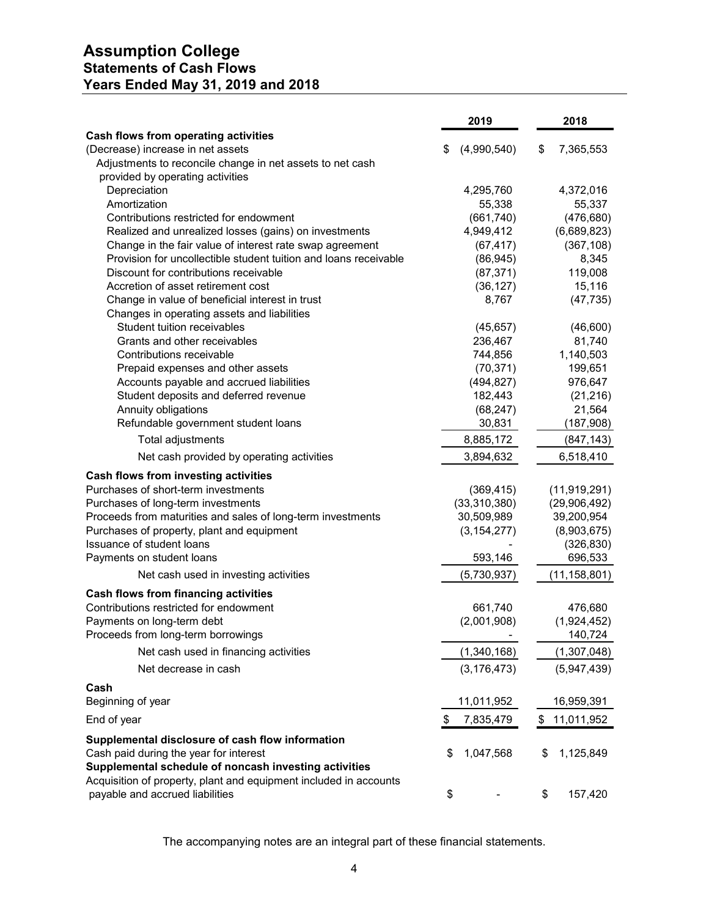# Assumption College
## Statements of Cash Flows
## Years Ended May 31, 2019 and 2018

| | 2019 | 2018 |
|---|---|---|
| **Cash flows from operating activities** | | |
| (Decrease) increase in net assets | $ (4,990,540) | $ 7,365,553 |
| Adjustments to reconcile change in net assets to net cash provided by operating activities | | |
| Depreciation | 4,295,760 | 4,372,016 |
| Amortization | 55,338 | 55,337 |
| Contributions restricted for endowment | (661,740) | (476,680) |
| Realized and unrealized losses (gains) on investments | 4,949,412 | (6,689,823) |
| Change in the fair value of interest rate swap agreement | (67,417) | (367,108) |
| Provision for uncollectible student tuition and loans receivable | (86,945) | 8,345 |
| Discount for contributions receivable | (87,371) | 119,008 |
| Accretion of asset retirement cost | (36,127) | 15,116 |
| Change in value of beneficial interest in trust | 8,767 | (47,735) |
| Changes in operating assets and liabilities | | |
| Student tuition receivables | (45,657) | (46,600) |
| Grants and other receivables | 236,467 | 81,740 |
| Contributions receivable | 744,856 | 1,140,503 |
| Prepaid expenses and other assets | (70,371) | 199,651 |
| Accounts payable and accrued liabilities | (494,827) | 976,647 |
| Student deposits and deferred revenue | 182,443 | (21,216) |
| Annuity obligations | (68,247) | 21,564 |
| Refundable government student loans | 30,831 | (187,908) |
| Total adjustments | 8,885,172 | (847,143) |
| Net cash provided by operating activities | 3,894,632 | 6,518,410 |
| **Cash flows from investing activities** | | |
| Purchases of short-term investments | (369,415) | (11,919,291) |
| Purchases of long-term investments | (33,310,380) | (29,906,492) |
| Proceeds from maturities and sales of long-term investments | 30,509,989 | 39,200,954 |
| Purchases of property, plant and equipment | (3,154,277) | (8,903,675) |
| Issuance of student loans | - | (326,830) |
| Payments on student loans | 593,146 | 696,533 |
| Net cash used in investing activities | (5,730,937) | (11,158,801) |
| **Cash flows from financing activities** | | |
| Contributions restricted for endowment | 661,740 | 476,680 |
| Payments on long-term debt | (2,001,908) | (1,924,452) |
| Proceeds from long-term borrowings | - | 140,724 |
| Net cash used in financing activities | (1,340,168) | (1,307,048) |
| Net decrease in cash | (3,176,473) | (5,947,439) |
| **Cash** | | |
| Beginning of year | 11,011,952 | 16,959,391 |
| End of year | $ 7,835,479 | $ 11,011,952 |
| **Supplemental disclosure of cash flow information** | | |
| Cash paid during the year for interest | $ 1,047,568 | $ 1,125,849 |
| **Supplemental schedule of noncash investing activities** | | |
| Acquisition of property, plant and equipment included in accounts payable and accrued liabilities | $ - | $ 157,420 |

The accompanying notes are an integral part of these financial statements.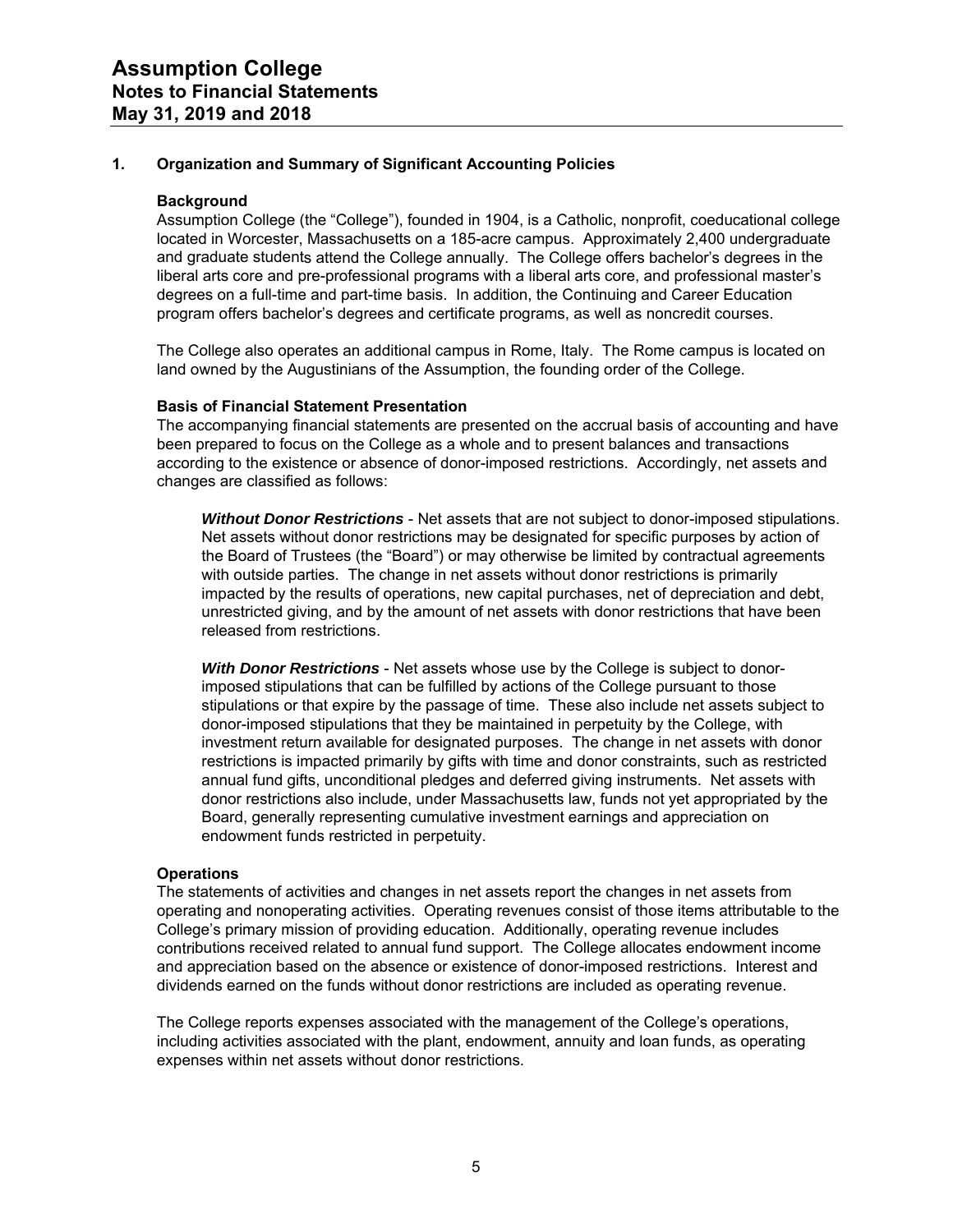# Assumption College
## Notes to Financial Statements
## May 31, 2019 and 2018

### 1. Organization and Summary of Significant Accounting Policies

**Background**

Assumption College (the "College"), founded in 1904, is a Catholic, nonprofit, coeducational college located in Worcester, Massachusetts on a 185-acre campus. Approximately 2,400 undergraduate and graduate students attend the College annually. The College offers bachelor's degrees in the liberal arts core and pre-professional programs with a liberal arts core, and professional master's degrees on a full-time and part-time basis. In addition, the Continuing and Career Education program offers bachelor's degrees and certificate programs, as well as noncredit courses.

The College also operates an additional campus in Rome, Italy. The Rome campus is located on land owned by the Augustinians of the Assumption, the founding order of the College.

**Basis of Financial Statement Presentation**

The accompanying financial statements are presented on the accrual basis of accounting and have been prepared to focus on the College as a whole and to present balances and transactions according to the existence or absence of donor-imposed restrictions. Accordingly, net assets and changes are classified as follows:

***Without Donor Restrictions*** - Net assets that are not subject to donor-imposed stipulations. Net assets without donor restrictions may be designated for specific purposes by action of the Board of Trustees (the "Board") or may otherwise be limited by contractual agreements with outside parties. The change in net assets without donor restrictions is primarily impacted by the results of operations, new capital purchases, net of depreciation and debt, unrestricted giving, and by the amount of net assets with donor restrictions that have been released from restrictions.

***With Donor Restrictions*** - Net assets whose use by the College is subject to donor-imposed stipulations that can be fulfilled by actions of the College pursuant to those stipulations or that expire by the passage of time. These also include net assets subject to donor-imposed stipulations that they be maintained in perpetuity by the College, with investment return available for designated purposes. The change in net assets with donor restrictions is impacted primarily by gifts with time and donor constraints, such as restricted annual fund gifts, unconditional pledges and deferred giving instruments. Net assets with donor restrictions also include, under Massachusetts law, funds not yet appropriated by the Board, generally representing cumulative investment earnings and appreciation on endowment funds restricted in perpetuity.

**Operations**

The statements of activities and changes in net assets report the changes in net assets from operating and nonoperating activities. Operating revenues consist of those items attributable to the College's primary mission of providing education. Additionally, operating revenue includes contributions received related to annual fund support. The College allocates endowment income and appreciation based on the absence or existence of donor-imposed restrictions. Interest and dividends earned on the funds without donor restrictions are included as operating revenue.

The College reports expenses associated with the management of the College's operations, including activities associated with the plant, endowment, annuity and loan funds, as operating expenses within net assets without donor restrictions.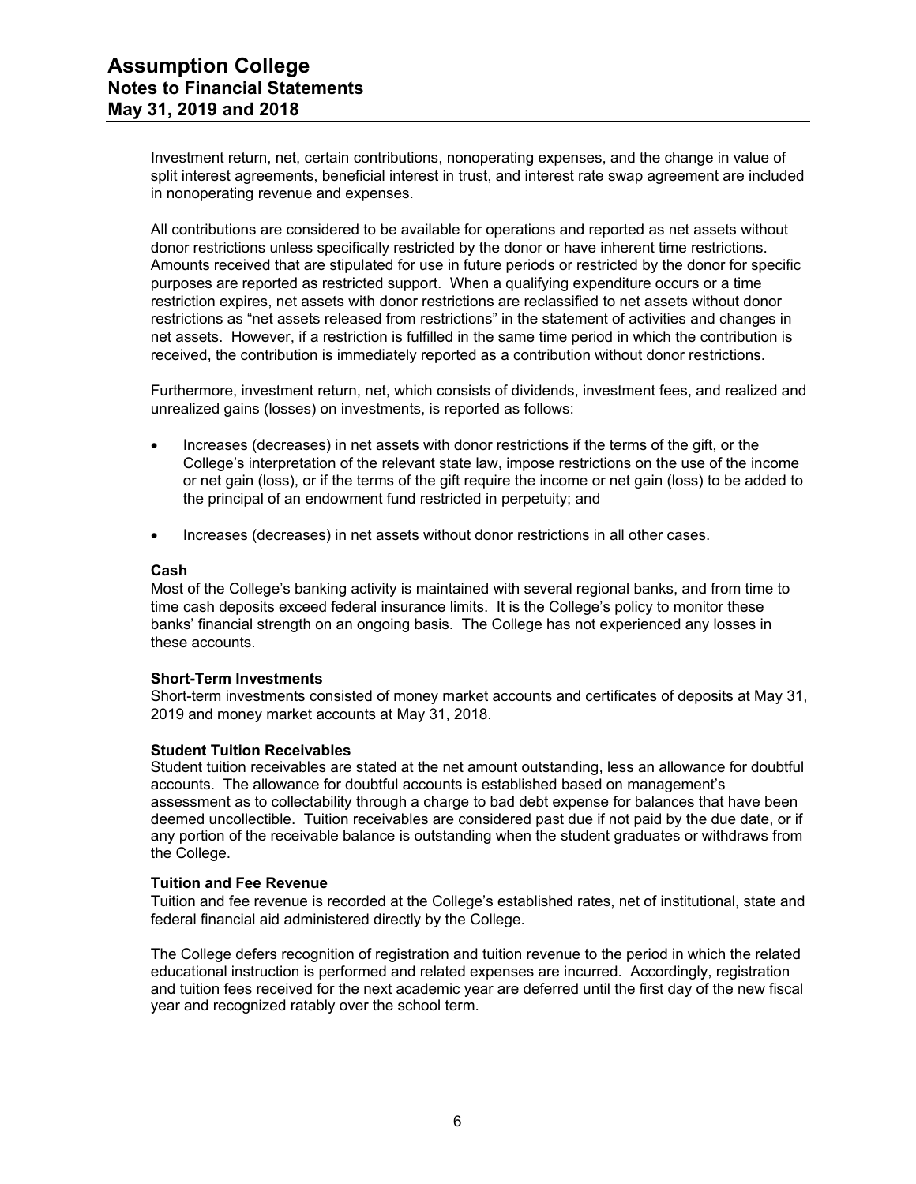Investment return, net, certain contributions, nonoperating expenses, and the change in value of split interest agreements, beneficial interest in trust, and interest rate swap agreement are included in nonoperating revenue and expenses.

All contributions are considered to be available for operations and reported as net assets without donor restrictions unless specifically restricted by the donor or have inherent time restrictions. Amounts received that are stipulated for use in future periods or restricted by the donor for specific purposes are reported as restricted support. When a qualifying expenditure occurs or a time restriction expires, net assets with donor restrictions are reclassified to net assets without donor restrictions as "net assets released from restrictions" in the statement of activities and changes in net assets. However, if a restriction is fulfilled in the same time period in which the contribution is received, the contribution is immediately reported as a contribution without donor restrictions.

Furthermore, investment return, net, which consists of dividends, investment fees, and realized and unrealized gains (losses) on investments, is reported as follows:

- Increases (decreases) in net assets with donor restrictions if the terms of the gift, or the College's interpretation of the relevant state law, impose restrictions on the use of the income or net gain (loss), or if the terms of the gift require the income or net gain (loss) to be added to the principal of an endowment fund restricted in perpetuity; and
- Increases (decreases) in net assets without donor restrictions in all other cases.

**Cash**

Most of the College's banking activity is maintained with several regional banks, and from time to time cash deposits exceed federal insurance limits. It is the College's policy to monitor these banks' financial strength on an ongoing basis. The College has not experienced any losses in these accounts.

**Short-Term Investments**

Short-term investments consisted of money market accounts and certificates of deposits at May 31, 2019 and money market accounts at May 31, 2018.

**Student Tuition Receivables**

Student tuition receivables are stated at the net amount outstanding, less an allowance for doubtful accounts. The allowance for doubtful accounts is established based on management's assessment as to collectability through a charge to bad debt expense for balances that have been deemed uncollectible. Tuition receivables are considered past due if not paid by the due date, or if any portion of the receivable balance is outstanding when the student graduates or withdraws from the College.

**Tuition and Fee Revenue**

Tuition and fee revenue is recorded at the College's established rates, net of institutional, state and federal financial aid administered directly by the College.

The College defers recognition of registration and tuition revenue to the period in which the related educational instruction is performed and related expenses are incurred. Accordingly, registration and tuition fees received for the next academic year are deferred until the first day of the new fiscal year and recognized ratably over the school term.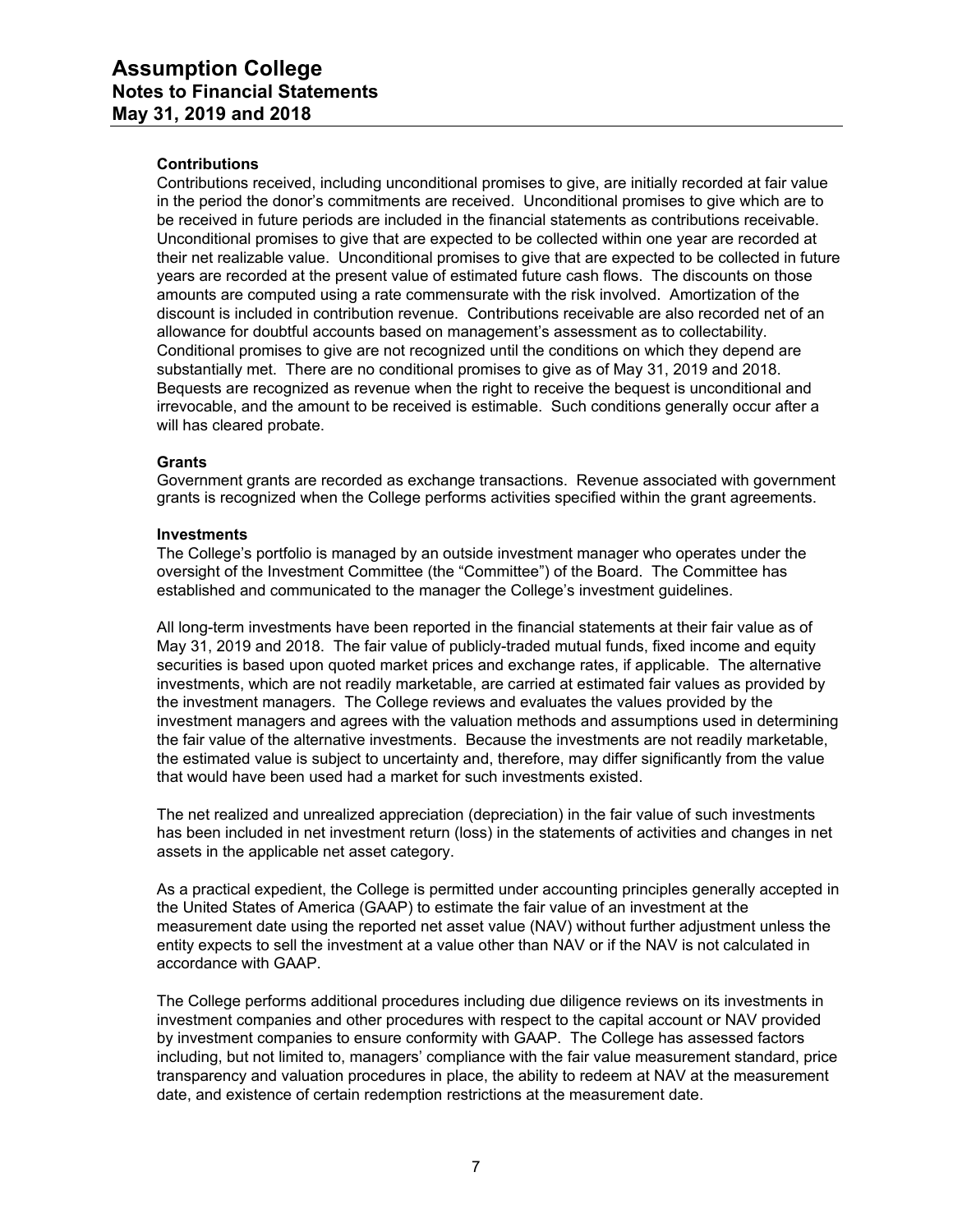#### Contributions

Contributions received, including unconditional promises to give, are initially recorded at fair value in the period the donor's commitments are received. Unconditional promises to give which are to be received in future periods are included in the financial statements as contributions receivable. Unconditional promises to give that are expected to be collected within one year are recorded at their net realizable value. Unconditional promises to give that are expected to be collected in future years are recorded at the present value of estimated future cash flows. The discounts on those amounts are computed using a rate commensurate with the risk involved. Amortization of the discount is included in contribution revenue. Contributions receivable are also recorded net of an allowance for doubtful accounts based on management's assessment as to collectability. Conditional promises to give are not recognized until the conditions on which they depend are substantially met. There are no conditional promises to give as of May 31, 2019 and 2018. Bequests are recognized as revenue when the right to receive the bequest is unconditional and irrevocable, and the amount to be received is estimable. Such conditions generally occur after a will has cleared probate.

#### Grants

Government grants are recorded as exchange transactions. Revenue associated with government grants is recognized when the College performs activities specified within the grant agreements.

#### Investments

The College's portfolio is managed by an outside investment manager who operates under the oversight of the Investment Committee (the "Committee") of the Board. The Committee has established and communicated to the manager the College's investment guidelines.

All long-term investments have been reported in the financial statements at their fair value as of May 31, 2019 and 2018. The fair value of publicly-traded mutual funds, fixed income and equity securities is based upon quoted market prices and exchange rates, if applicable. The alternative investments, which are not readily marketable, are carried at estimated fair values as provided by the investment managers. The College reviews and evaluates the values provided by the investment managers and agrees with the valuation methods and assumptions used in determining the fair value of the alternative investments. Because the investments are not readily marketable, the estimated value is subject to uncertainty and, therefore, may differ significantly from the value that would have been used had a market for such investments existed.

The net realized and unrealized appreciation (depreciation) in the fair value of such investments has been included in net investment return (loss) in the statements of activities and changes in net assets in the applicable net asset category.

As a practical expedient, the College is permitted under accounting principles generally accepted in the United States of America (GAAP) to estimate the fair value of an investment at the measurement date using the reported net asset value (NAV) without further adjustment unless the entity expects to sell the investment at a value other than NAV or if the NAV is not calculated in accordance with GAAP.

The College performs additional procedures including due diligence reviews on its investments in investment companies and other procedures with respect to the capital account or NAV provided by investment companies to ensure conformity with GAAP. The College has assessed factors including, but not limited to, managers' compliance with the fair value measurement standard, price transparency and valuation procedures in place, the ability to redeem at NAV at the measurement date, and existence of certain redemption restrictions at the measurement date.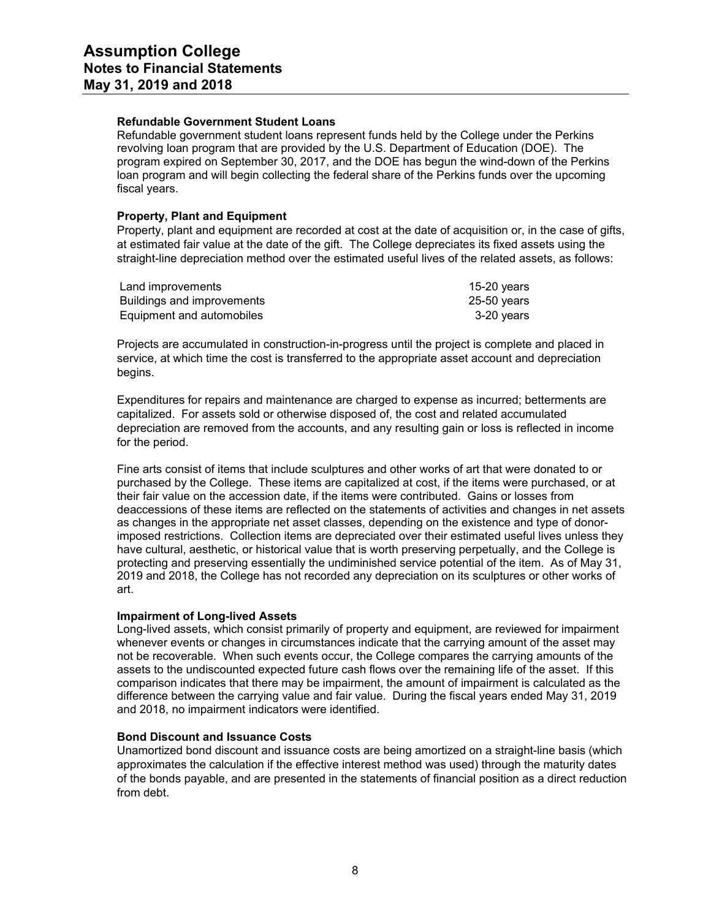#### Refundable Government Student Loans

Refundable government student loans represent funds held by the College under the Perkins revolving loan program that are provided by the U.S. Department of Education (DOE). The program expired on September 30, 2017, and the DOE has begun the wind-down of the Perkins loan program and will begin collecting the federal share of the Perkins funds over the upcoming fiscal years.

#### Property, Plant and Equipment

Property, plant and equipment are recorded at cost at the date of acquisition or, in the case of gifts, at estimated fair value at the date of the gift. The College depreciates its fixed assets using the straight-line depreciation method over the estimated useful lives of the related assets, as follows:

| | |
|---|---|
| Land improvements | 15-20 years |
| Buildings and improvements | 25-50 years |
| Equipment and automobiles | 3-20 years |

Projects are accumulated in construction-in-progress until the project is complete and placed in service, at which time the cost is transferred to the appropriate asset account and depreciation begins.

Expenditures for repairs and maintenance are charged to expense as incurred; betterments are capitalized. For assets sold or otherwise disposed of, the cost and related accumulated depreciation are removed from the accounts, and any resulting gain or loss is reflected in income for the period.

Fine arts consist of items that include sculptures and other works of art that were donated to or purchased by the College. These items are capitalized at cost, if the items were purchased, or at their fair value on the accession date, if the items were contributed. Gains or losses from deaccessions of these items are reflected on the statements of activities and changes in net assets as changes in the appropriate net asset classes, depending on the existence and type of donor-imposed restrictions. Collection items are depreciated over their estimated useful lives unless they have cultural, aesthetic, or historical value that is worth preserving perpetually, and the College is protecting and preserving essentially the undiminished service potential of the item. As of May 31, 2019 and 2018, the College has not recorded any depreciation on its sculptures or other works of art.

#### Impairment of Long-lived Assets

Long-lived assets, which consist primarily of property and equipment, are reviewed for impairment whenever events or changes in circumstances indicate that the carrying amount of the asset may not be recoverable. When such events occur, the College compares the carrying amounts of the assets to the undiscounted expected future cash flows over the remaining life of the asset. If this comparison indicates that there may be impairment, the amount of impairment is calculated as the difference between the carrying value and fair value. During the fiscal years ended May 31, 2019 and 2018, no impairment indicators were identified.

#### Bond Discount and Issuance Costs

Unamortized bond discount and issuance costs are being amortized on a straight-line basis (which approximates the calculation if the effective interest method was used) through the maturity dates of the bonds payable, and are presented in the statements of financial position as a direct reduction from debt.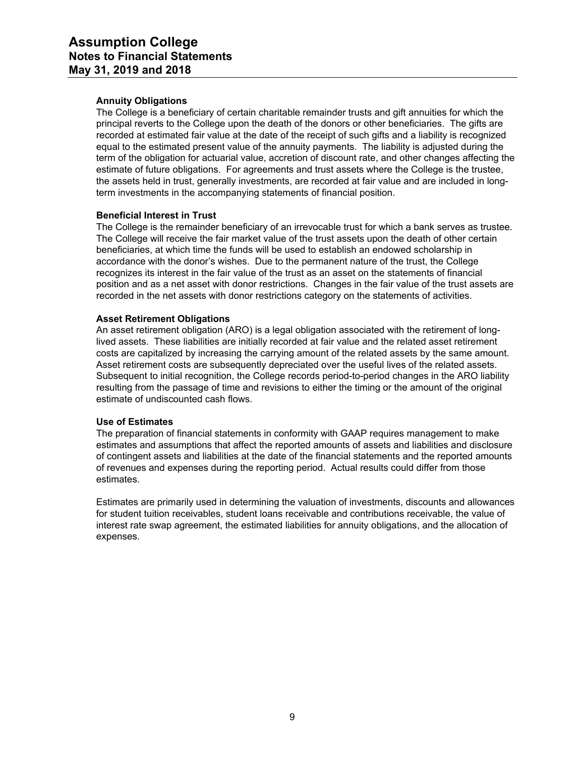#### Annuity Obligations

The College is a beneficiary of certain charitable remainder trusts and gift annuities for which the principal reverts to the College upon the death of the donors or other beneficiaries. The gifts are recorded at estimated fair value at the date of the receipt of such gifts and a liability is recognized equal to the estimated present value of the annuity payments. The liability is adjusted during the term of the obligation for actuarial value, accretion of discount rate, and other changes affecting the estimate of future obligations. For agreements and trust assets where the College is the trustee, the assets held in trust, generally investments, are recorded at fair value and are included in long-term investments in the accompanying statements of financial position.

#### Beneficial Interest in Trust

The College is the remainder beneficiary of an irrevocable trust for which a bank serves as trustee. The College will receive the fair market value of the trust assets upon the death of other certain beneficiaries, at which time the funds will be used to establish an endowed scholarship in accordance with the donor's wishes. Due to the permanent nature of the trust, the College recognizes its interest in the fair value of the trust as an asset on the statements of financial position and as a net asset with donor restrictions. Changes in the fair value of the trust assets are recorded in the net assets with donor restrictions category on the statements of activities.

#### Asset Retirement Obligations

An asset retirement obligation (ARO) is a legal obligation associated with the retirement of long-lived assets. These liabilities are initially recorded at fair value and the related asset retirement costs are capitalized by increasing the carrying amount of the related assets by the same amount. Asset retirement costs are subsequently depreciated over the useful lives of the related assets. Subsequent to initial recognition, the College records period-to-period changes in the ARO liability resulting from the passage of time and revisions to either the timing or the amount of the original estimate of undiscounted cash flows.

#### Use of Estimates

The preparation of financial statements in conformity with GAAP requires management to make estimates and assumptions that affect the reported amounts of assets and liabilities and disclosure of contingent assets and liabilities at the date of the financial statements and the reported amounts of revenues and expenses during the reporting period. Actual results could differ from those estimates.

Estimates are primarily used in determining the valuation of investments, discounts and allowances for student tuition receivables, student loans receivable and contributions receivable, the value of interest rate swap agreement, the estimated liabilities for annuity obligations, and the allocation of expenses.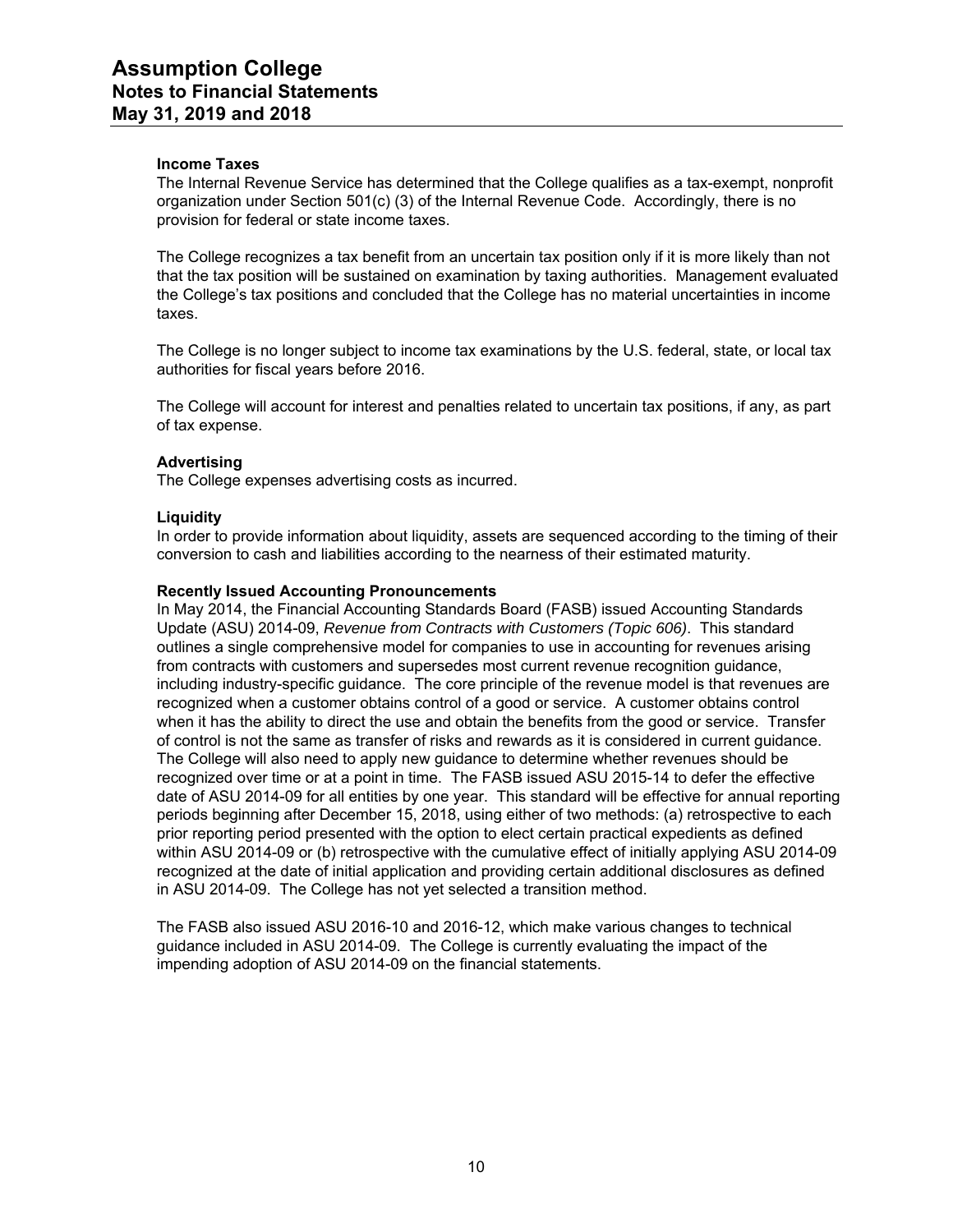**Income Taxes**

The Internal Revenue Service has determined that the College qualifies as a tax-exempt, nonprofit organization under Section 501(c) (3) of the Internal Revenue Code. Accordingly, there is no provision for federal or state income taxes.

The College recognizes a tax benefit from an uncertain tax position only if it is more likely than not that the tax position will be sustained on examination by taxing authorities. Management evaluated the College's tax positions and concluded that the College has no material uncertainties in income taxes.

The College is no longer subject to income tax examinations by the U.S. federal, state, or local tax authorities for fiscal years before 2016.

The College will account for interest and penalties related to uncertain tax positions, if any, as part of tax expense.

**Advertising**

The College expenses advertising costs as incurred.

**Liquidity**

In order to provide information about liquidity, assets are sequenced according to the timing of their conversion to cash and liabilities according to the nearness of their estimated maturity.

**Recently Issued Accounting Pronouncements**

In May 2014, the Financial Accounting Standards Board (FASB) issued Accounting Standards Update (ASU) 2014-09, *Revenue from Contracts with Customers (Topic 606)*. This standard outlines a single comprehensive model for companies to use in accounting for revenues arising from contracts with customers and supersedes most current revenue recognition guidance, including industry-specific guidance. The core principle of the revenue model is that revenues are recognized when a customer obtains control of a good or service. A customer obtains control when it has the ability to direct the use and obtain the benefits from the good or service. Transfer of control is not the same as transfer of risks and rewards as it is considered in current guidance. The College will also need to apply new guidance to determine whether revenues should be recognized over time or at a point in time. The FASB issued ASU 2015-14 to defer the effective date of ASU 2014-09 for all entities by one year. This standard will be effective for annual reporting periods beginning after December 15, 2018, using either of two methods: (a) retrospective to each prior reporting period presented with the option to elect certain practical expedients as defined within ASU 2014-09 or (b) retrospective with the cumulative effect of initially applying ASU 2014-09 recognized at the date of initial application and providing certain additional disclosures as defined in ASU 2014-09. The College has not yet selected a transition method.

The FASB also issued ASU 2016-10 and 2016-12, which make various changes to technical guidance included in ASU 2014-09. The College is currently evaluating the impact of the impending adoption of ASU 2014-09 on the financial statements.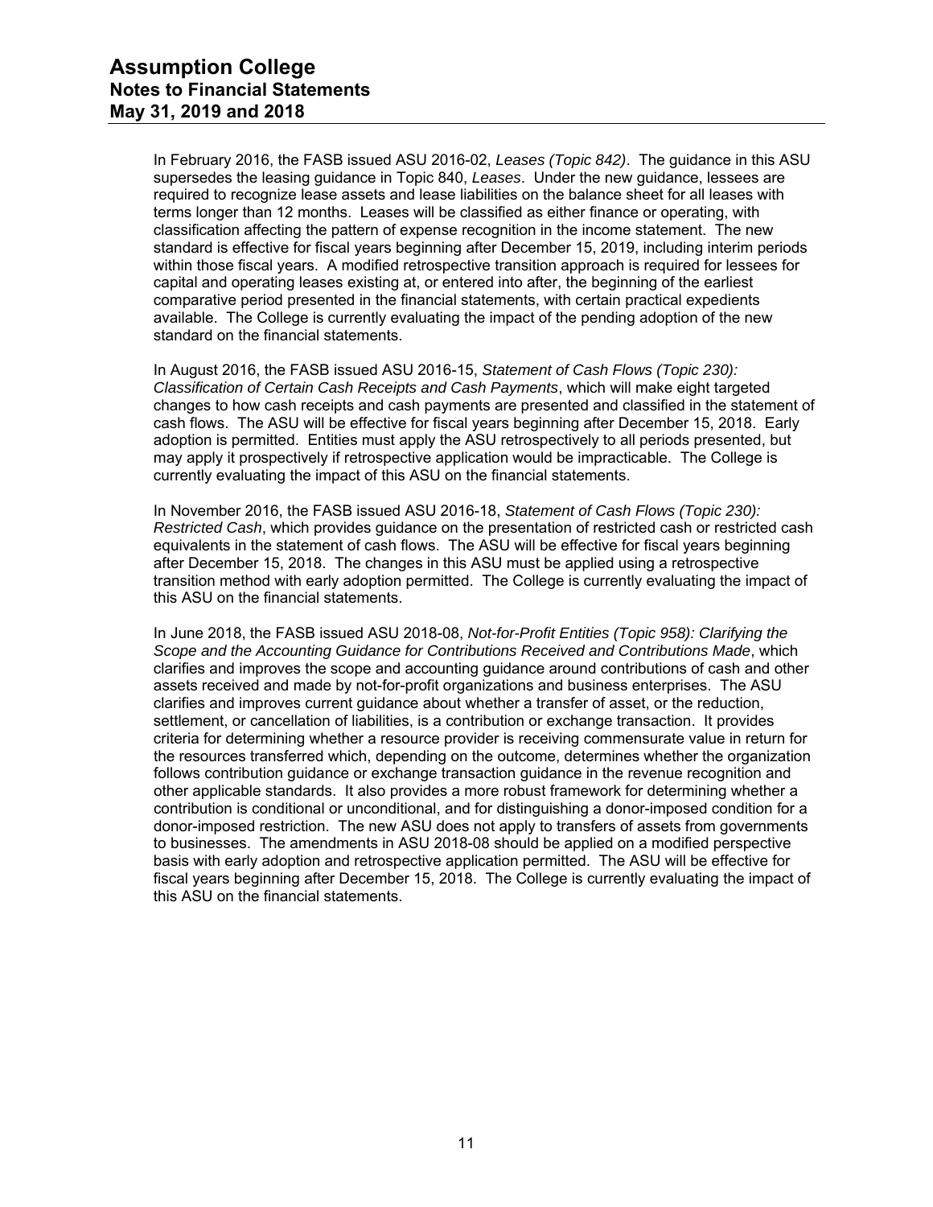In February 2016, the FASB issued ASU 2016-02, *Leases (Topic 842)*. The guidance in this ASU supersedes the leasing guidance in Topic 840, *Leases*. Under the new guidance, lessees are required to recognize lease assets and lease liabilities on the balance sheet for all leases with terms longer than 12 months. Leases will be classified as either finance or operating, with classification affecting the pattern of expense recognition in the income statement. The new standard is effective for fiscal years beginning after December 15, 2019, including interim periods within those fiscal years. A modified retrospective transition approach is required for lessees for capital and operating leases existing at, or entered into after, the beginning of the earliest comparative period presented in the financial statements, with certain practical expedients available. The College is currently evaluating the impact of the pending adoption of the new standard on the financial statements.

In August 2016, the FASB issued ASU 2016-15, *Statement of Cash Flows (Topic 230): Classification of Certain Cash Receipts and Cash Payments*, which will make eight targeted changes to how cash receipts and cash payments are presented and classified in the statement of cash flows. The ASU will be effective for fiscal years beginning after December 15, 2018. Early adoption is permitted. Entities must apply the ASU retrospectively to all periods presented, but may apply it prospectively if retrospective application would be impracticable. The College is currently evaluating the impact of this ASU on the financial statements.

In November 2016, the FASB issued ASU 2016-18, *Statement of Cash Flows (Topic 230): Restricted Cash*, which provides guidance on the presentation of restricted cash or restricted cash equivalents in the statement of cash flows. The ASU will be effective for fiscal years beginning after December 15, 2018. The changes in this ASU must be applied using a retrospective transition method with early adoption permitted. The College is currently evaluating the impact of this ASU on the financial statements.

In June 2018, the FASB issued ASU 2018-08, *Not-for-Profit Entities (Topic 958): Clarifying the Scope and the Accounting Guidance for Contributions Received and Contributions Made*, which clarifies and improves the scope and accounting guidance around contributions of cash and other assets received and made by not-for-profit organizations and business enterprises. The ASU clarifies and improves current guidance about whether a transfer of asset, or the reduction, settlement, or cancellation of liabilities, is a contribution or exchange transaction. It provides criteria for determining whether a resource provider is receiving commensurate value in return for the resources transferred which, depending on the outcome, determines whether the organization follows contribution guidance or exchange transaction guidance in the revenue recognition and other applicable standards. It also provides a more robust framework for determining whether a contribution is conditional or unconditional, and for distinguishing a donor-imposed condition for a donor-imposed restriction. The new ASU does not apply to transfers of assets from governments to businesses. The amendments in ASU 2018-08 should be applied on a modified perspective basis with early adoption and retrospective application permitted. The ASU will be effective for fiscal years beginning after December 15, 2018. The College is currently evaluating the impact of this ASU on the financial statements.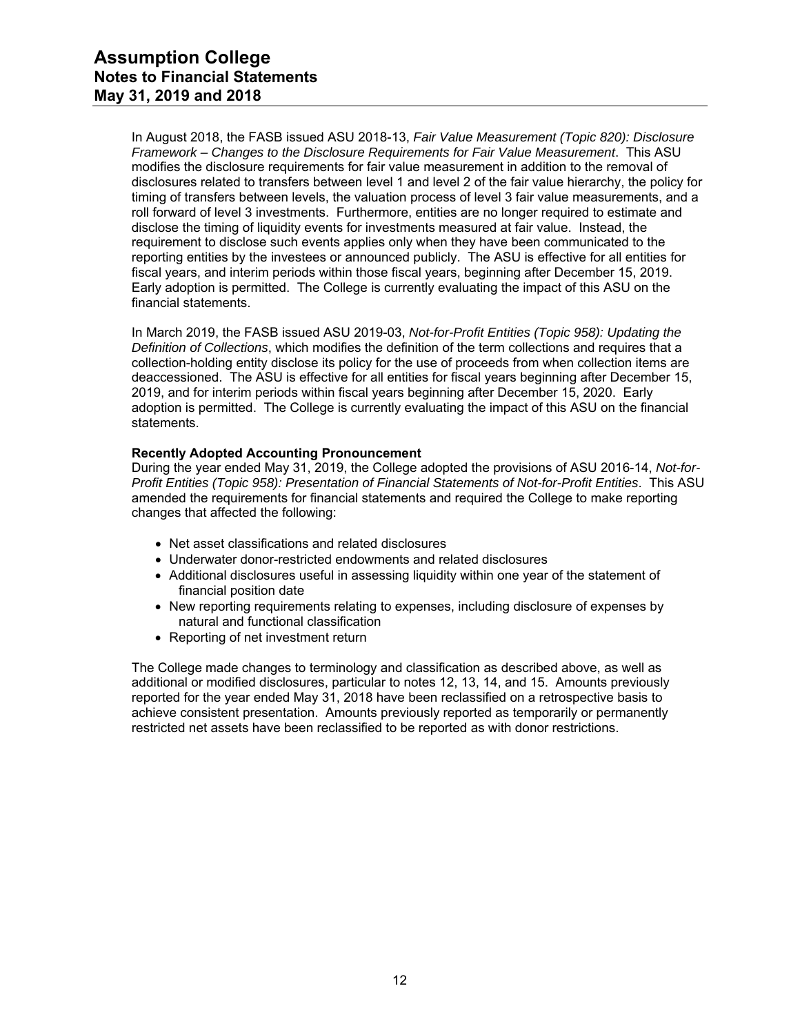In August 2018, the FASB issued ASU 2018-13, *Fair Value Measurement (Topic 820): Disclosure Framework – Changes to the Disclosure Requirements for Fair Value Measurement*. This ASU modifies the disclosure requirements for fair value measurement in addition to the removal of disclosures related to transfers between level 1 and level 2 of the fair value hierarchy, the policy for timing of transfers between levels, the valuation process of level 3 fair value measurements, and a roll forward of level 3 investments. Furthermore, entities are no longer required to estimate and disclose the timing of liquidity events for investments measured at fair value. Instead, the requirement to disclose such events applies only when they have been communicated to the reporting entities by the investees or announced publicly. The ASU is effective for all entities for fiscal years, and interim periods within those fiscal years, beginning after December 15, 2019. Early adoption is permitted. The College is currently evaluating the impact of this ASU on the financial statements.

In March 2019, the FASB issued ASU 2019-03, *Not-for-Profit Entities (Topic 958): Updating the Definition of Collections*, which modifies the definition of the term collections and requires that a collection-holding entity disclose its policy for the use of proceeds from when collection items are deaccessioned. The ASU is effective for all entities for fiscal years beginning after December 15, 2019, and for interim periods within fiscal years beginning after December 15, 2020. Early adoption is permitted. The College is currently evaluating the impact of this ASU on the financial statements.

**Recently Adopted Accounting Pronouncement**

During the year ended May 31, 2019, the College adopted the provisions of ASU 2016-14, *Not-for-Profit Entities (Topic 958): Presentation of Financial Statements of Not-for-Profit Entities*. This ASU amended the requirements for financial statements and required the College to make reporting changes that affected the following:

- Net asset classifications and related disclosures
- Underwater donor-restricted endowments and related disclosures
- Additional disclosures useful in assessing liquidity within one year of the statement of financial position date
- New reporting requirements relating to expenses, including disclosure of expenses by natural and functional classification
- Reporting of net investment return

The College made changes to terminology and classification as described above, as well as additional or modified disclosures, particular to notes 12, 13, 14, and 15. Amounts previously reported for the year ended May 31, 2018 have been reclassified on a retrospective basis to achieve consistent presentation. Amounts previously reported as temporarily or permanently restricted net assets have been reclassified to be reported as with donor restrictions.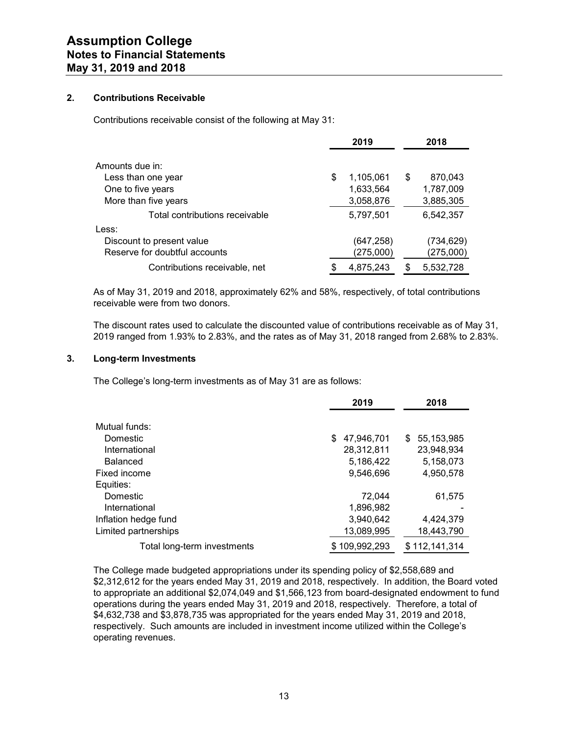## 2. Contributions Receivable

Contributions receivable consist of the following at May 31:

| | 2019 | 2018 |
|---|---|---|
| Amounts due in: | | |
| Less than one year | $ 1,105,061 | $ 870,043 |
| One to five years | 1,633,564 | 1,787,009 |
| More than five years | 3,058,876 | 3,885,305 |
| Total contributions receivable | 5,797,501 | 6,542,357 |
| Less: | | |
| Discount to present value | (647,258) | (734,629) |
| Reserve for doubtful accounts | (275,000) | (275,000) |
| Contributions receivable, net | $ 4,875,243 | $ 5,532,728 |

As of May 31, 2019 and 2018, approximately 62% and 58%, respectively, of total contributions receivable were from two donors.

The discount rates used to calculate the discounted value of contributions receivable as of May 31, 2019 ranged from 1.93% to 2.83%, and the rates as of May 31, 2018 ranged from 2.68% to 2.83%.

## 3. Long-term Investments

The College's long-term investments as of May 31 are as follows:

| | 2019 | 2018 |
|---|---|---|
| Mutual funds: | | |
| Domestic | $ 47,946,701 | $ 55,153,985 |
| International | 28,312,811 | 23,948,934 |
| Balanced | 5,186,422 | 5,158,073 |
| Fixed income | 9,546,696 | 4,950,578 |
| Equities: | | |
| Domestic | 72,044 | 61,575 |
| International | 1,896,982 | - |
| Inflation hedge fund | 3,940,642 | 4,424,379 |
| Limited partnerships | 13,089,995 | 18,443,790 |
| Total long-term investments | $ 109,992,293 | $ 112,141,314 |

The College made budgeted appropriations under its spending policy of $2,558,689 and $2,312,612 for the years ended May 31, 2019 and 2018, respectively. In addition, the Board voted to appropriate an additional $2,074,049 and $1,566,123 from board-designated endowment to fund operations during the years ended May 31, 2019 and 2018, respectively. Therefore, a total of $4,632,738 and $3,878,735 was appropriated for the years ended May 31, 2019 and 2018, respectively. Such amounts are included in investment income utilized within the College's operating revenues.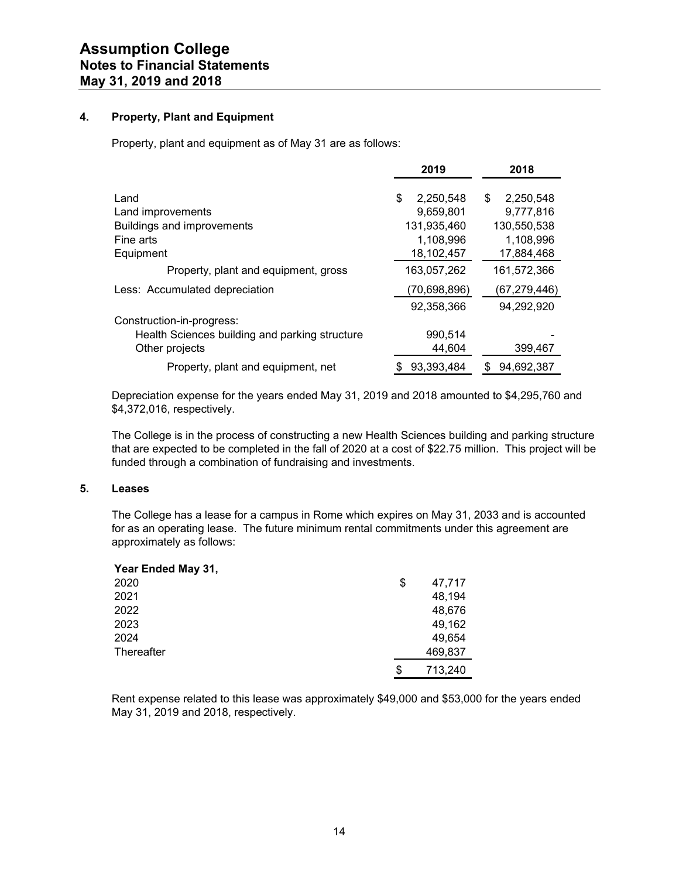## 4. Property, Plant and Equipment

Property, plant and equipment as of May 31 are as follows:

| | 2019 | 2018 |
|---|---|---|
| Land | $ 2,250,548 | $ 2,250,548 |
| Land improvements | 9,659,801 | 9,777,816 |
| Buildings and improvements | 131,935,460 | 130,550,538 |
| Fine arts | 1,108,996 | 1,108,996 |
| Equipment | 18,102,457 | 17,884,468 |
| Property, plant and equipment, gross | 163,057,262 | 161,572,366 |
| Less: Accumulated depreciation | (70,698,896) | (67,279,446) |
| | 92,358,366 | 94,292,920 |
| Construction-in-progress: | | |
| Health Sciences building and parking structure | 990,514 | - |
| Other projects | 44,604 | 399,467 |
| Property, plant and equipment, net | $ 93,393,484 | $ 94,692,387 |

Depreciation expense for the years ended May 31, 2019 and 2018 amounted to $4,295,760 and $4,372,016, respectively.

The College is in the process of constructing a new Health Sciences building and parking structure that are expected to be completed in the fall of 2020 at a cost of $22.75 million. This project will be funded through a combination of fundraising and investments.

## 5. Leases

The College has a lease for a campus in Rome which expires on May 31, 2033 and is accounted for as an operating lease. The future minimum rental commitments under this agreement are approximately as follows:

| Year Ended May 31, | |
|---|---|
| 2020 | $ 47,717 |
| 2021 | 48,194 |
| 2022 | 48,676 |
| 2023 | 49,162 |
| 2024 | 49,654 |
| Thereafter | 469,837 |
| | $ 713,240 |

Rent expense related to this lease was approximately $49,000 and $53,000 for the years ended May 31, 2019 and 2018, respectively.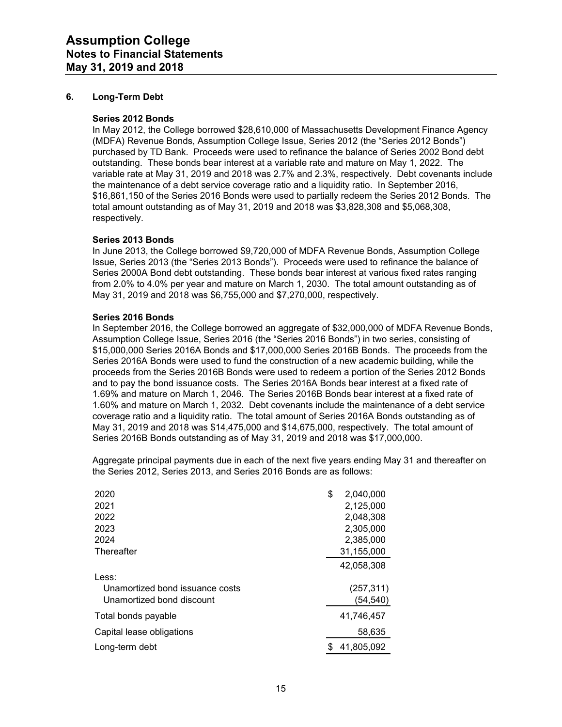# Assumption College
## Notes to Financial Statements
## May 31, 2019 and 2018

### 6. Long-Term Debt

**Series 2012 Bonds**

In May 2012, the College borrowed $28,610,000 of Massachusetts Development Finance Agency (MDFA) Revenue Bonds, Assumption College Issue, Series 2012 (the "Series 2012 Bonds") purchased by TD Bank. Proceeds were used to refinance the balance of Series 2002 Bond debt outstanding. These bonds bear interest at a variable rate and mature on May 1, 2022. The variable rate at May 31, 2019 and 2018 was 2.7% and 2.3%, respectively. Debt covenants include the maintenance of a debt service coverage ratio and a liquidity ratio. In September 2016, $16,861,150 of the Series 2016 Bonds were used to partially redeem the Series 2012 Bonds. The total amount outstanding as of May 31, 2019 and 2018 was $3,828,308 and $5,068,308, respectively.

**Series 2013 Bonds**

In June 2013, the College borrowed $9,720,000 of MDFA Revenue Bonds, Assumption College Issue, Series 2013 (the "Series 2013 Bonds"). Proceeds were used to refinance the balance of Series 2000A Bond debt outstanding. These bonds bear interest at various fixed rates ranging from 2.0% to 4.0% per year and mature on March 1, 2030. The total amount outstanding as of May 31, 2019 and 2018 was $6,755,000 and $7,270,000, respectively.

**Series 2016 Bonds**

In September 2016, the College borrowed an aggregate of $32,000,000 of MDFA Revenue Bonds, Assumption College Issue, Series 2016 (the "Series 2016 Bonds") in two series, consisting of $15,000,000 Series 2016A Bonds and $17,000,000 Series 2016B Bonds. The proceeds from the Series 2016A Bonds were used to fund the construction of a new academic building, while the proceeds from the Series 2016B Bonds were used to redeem a portion of the Series 2012 Bonds and to pay the bond issuance costs. The Series 2016A Bonds bear interest at a fixed rate of 1.69% and mature on March 1, 2046. The Series 2016B Bonds bear interest at a fixed rate of 1.60% and mature on March 1, 2032. Debt covenants include the maintenance of a debt service coverage ratio and a liquidity ratio. The total amount of Series 2016A Bonds outstanding as of May 31, 2019 and 2018 was $14,475,000 and $14,675,000, respectively. The total amount of Series 2016B Bonds outstanding as of May 31, 2019 and 2018 was $17,000,000.

Aggregate principal payments due in each of the next five years ending May 31 and thereafter on the Series 2012, Series 2013, and Series 2016 Bonds are as follows:

| | |
|---|---|
| 2020 | $ 2,040,000 |
| 2021 | 2,125,000 |
| 2022 | 2,048,308 |
| 2023 | 2,305,000 |
| 2024 | 2,385,000 |
| Thereafter | 31,155,000 |
| | 42,058,308 |
| Less: | |
| Unamortized bond issuance costs | (257,311) |
| Unamortized bond discount | (54,540) |
| Total bonds payable | 41,746,457 |
| Capital lease obligations | 58,635 |
| Long-term debt | $ 41,805,092 |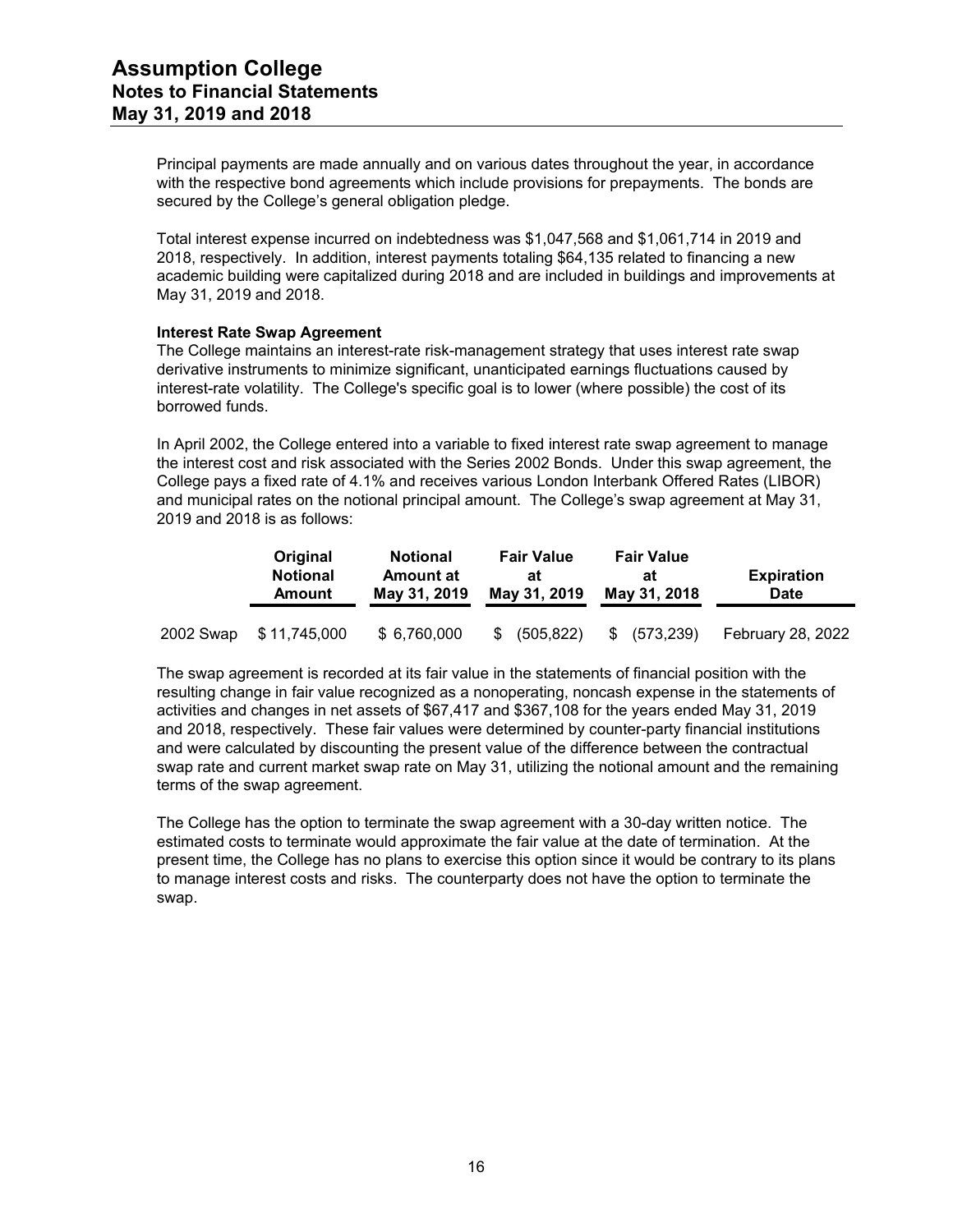Principal payments are made annually and on various dates throughout the year, in accordance with the respective bond agreements which include provisions for prepayments. The bonds are secured by the College's general obligation pledge.

Total interest expense incurred on indebtedness was $1,047,568 and $1,061,714 in 2019 and 2018, respectively. In addition, interest payments totaling $64,135 related to financing a new academic building were capitalized during 2018 and are included in buildings and improvements at May 31, 2019 and 2018.

**Interest Rate Swap Agreement**

The College maintains an interest-rate risk-management strategy that uses interest rate swap derivative instruments to minimize significant, unanticipated earnings fluctuations caused by interest-rate volatility. The College's specific goal is to lower (where possible) the cost of its borrowed funds.

In April 2002, the College entered into a variable to fixed interest rate swap agreement to manage the interest cost and risk associated with the Series 2002 Bonds. Under this swap agreement, the College pays a fixed rate of 4.1% and receives various London Interbank Offered Rates (LIBOR) and municipal rates on the notional principal amount. The College's swap agreement at May 31, 2019 and 2018 is as follows:

| | Original Notional Amount | Notional Amount at May 31, 2019 | Fair Value at May 31, 2019 | Fair Value at May 31, 2018 | Expiration Date |
|---|---|---|---|---|---|
| 2002 Swap | $ 11,745,000 | $ 6,760,000 | $ (505,822) | $ (573,239) | February 28, 2022 |

The swap agreement is recorded at its fair value in the statements of financial position with the resulting change in fair value recognized as a nonoperating, noncash expense in the statements of activities and changes in net assets of $67,417 and $367,108 for the years ended May 31, 2019 and 2018, respectively. These fair values were determined by counter-party financial institutions and were calculated by discounting the present value of the difference between the contractual swap rate and current market swap rate on May 31, utilizing the notional amount and the remaining terms of the swap agreement.

The College has the option to terminate the swap agreement with a 30-day written notice. The estimated costs to terminate would approximate the fair value at the date of termination. At the present time, the College has no plans to exercise this option since it would be contrary to its plans to manage interest costs and risks. The counterparty does not have the option to terminate the swap.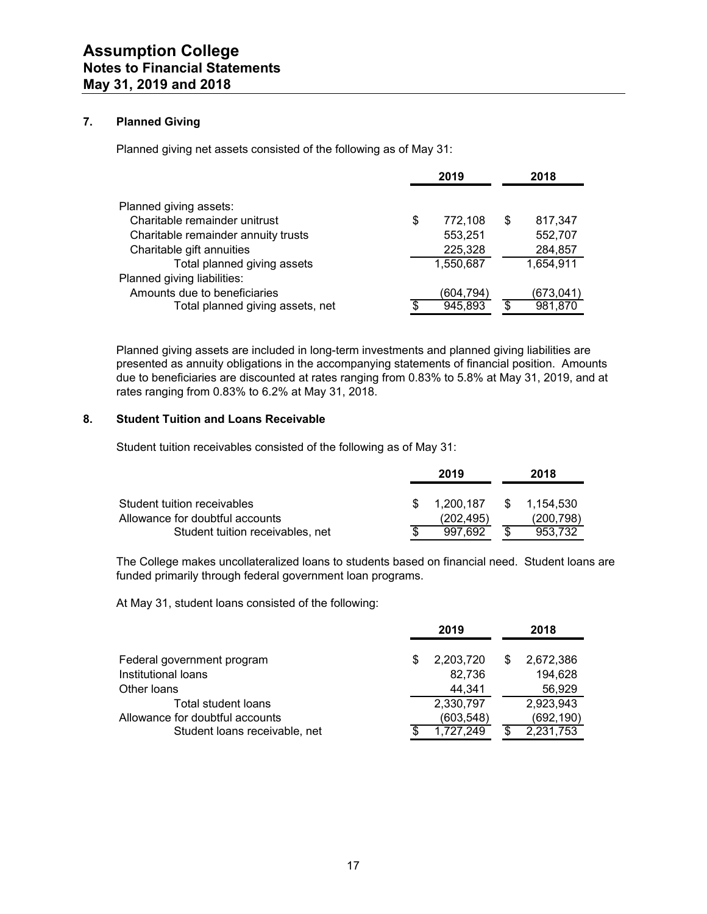# Assumption College
## Notes to Financial Statements
## May 31, 2019 and 2018

### 7. Planned Giving

Planned giving net assets consisted of the following as of May 31:

| | 2019 | 2018 |
|---|---|---|
| Planned giving assets: | | |
| Charitable remainder unitrust | $ 772,108 | $ 817,347 |
| Charitable remainder annuity trusts | 553,251 | 552,707 |
| Charitable gift annuities | 225,328 | 284,857 |
| Total planned giving assets | 1,550,687 | 1,654,911 |
| Planned giving liabilities: | | |
| Amounts due to beneficiaries | (604,794) | (673,041) |
| Total planned giving assets, net | $ 945,893 | $ 981,870 |

Planned giving assets are included in long-term investments and planned giving liabilities are presented as annuity obligations in the accompanying statements of financial position. Amounts due to beneficiaries are discounted at rates ranging from 0.83% to 5.8% at May 31, 2019, and at rates ranging from 0.83% to 6.2% at May 31, 2018.

### 8. Student Tuition and Loans Receivable

Student tuition receivables consisted of the following as of May 31:

| | 2019 | 2018 |
|---|---|---|
| Student tuition receivables | $ 1,200,187 | $ 1,154,530 |
| Allowance for doubtful accounts | (202,495) | (200,798) |
| Student tuition receivables, net | $ 997,692 | $ 953,732 |

The College makes uncollateralized loans to students based on financial need. Student loans are funded primarily through federal government loan programs.

At May 31, student loans consisted of the following:

| | 2019 | 2018 |
|---|---|---|
| Federal government program | $ 2,203,720 | $ 2,672,386 |
| Institutional loans | 82,736 | 194,628 |
| Other loans | 44,341 | 56,929 |
| Total student loans | 2,330,797 | 2,923,943 |
| Allowance for doubtful accounts | (603,548) | (692,190) |
| Student loans receivable, net | $ 1,727,249 | $ 2,231,753 |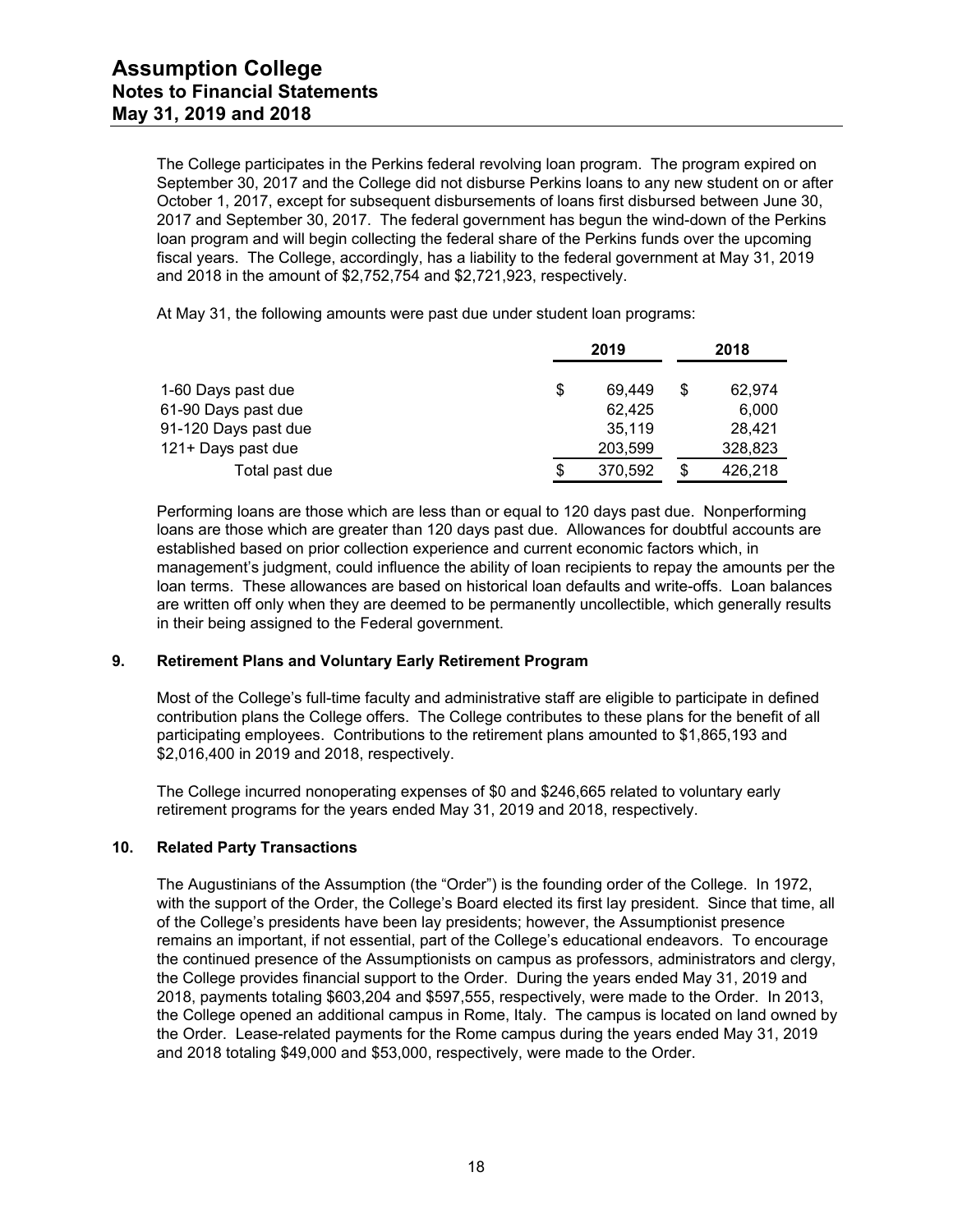The College participates in the Perkins federal revolving loan program. The program expired on September 30, 2017 and the College did not disburse Perkins loans to any new student on or after October 1, 2017, except for subsequent disbursements of loans first disbursed between June 30, 2017 and September 30, 2017. The federal government has begun the wind-down of the Perkins loan program and will begin collecting the federal share of the Perkins funds over the upcoming fiscal years. The College, accordingly, has a liability to the federal government at May 31, 2019 and 2018 in the amount of $2,752,754 and $2,721,923, respectively.

At May 31, the following amounts were past due under student loan programs:

| | 2019 | 2018 |
|---|---|---|
| 1-60 Days past due | $ 69,449 | $ 62,974 |
| 61-90 Days past due | 62,425 | 6,000 |
| 91-120 Days past due | 35,119 | 28,421 |
| 121+ Days past due | 203,599 | 328,823 |
| Total past due | $ 370,592 | $ 426,218 |

Performing loans are those which are less than or equal to 120 days past due. Nonperforming loans are those which are greater than 120 days past due. Allowances for doubtful accounts are established based on prior collection experience and current economic factors which, in management's judgment, could influence the ability of loan recipients to repay the amounts per the loan terms. These allowances are based on historical loan defaults and write-offs. Loan balances are written off only when they are deemed to be permanently uncollectible, which generally results in their being assigned to the Federal government.

## 9. Retirement Plans and Voluntary Early Retirement Program

Most of the College's full-time faculty and administrative staff are eligible to participate in defined contribution plans the College offers. The College contributes to these plans for the benefit of all participating employees. Contributions to the retirement plans amounted to $1,865,193 and $2,016,400 in 2019 and 2018, respectively.

The College incurred nonoperating expenses of $0 and $246,665 related to voluntary early retirement programs for the years ended May 31, 2019 and 2018, respectively.

## 10. Related Party Transactions

The Augustinians of the Assumption (the "Order") is the founding order of the College. In 1972, with the support of the Order, the College's Board elected its first lay president. Since that time, all of the College's presidents have been lay presidents; however, the Assumptionist presence remains an important, if not essential, part of the College's educational endeavors. To encourage the continued presence of the Assumptionists on campus as professors, administrators and clergy, the College provides financial support to the Order. During the years ended May 31, 2019 and 2018, payments totaling $603,204 and $597,555, respectively, were made to the Order. In 2013, the College opened an additional campus in Rome, Italy. The campus is located on land owned by the Order. Lease-related payments for the Rome campus during the years ended May 31, 2019 and 2018 totaling $49,000 and $53,000, respectively, were made to the Order.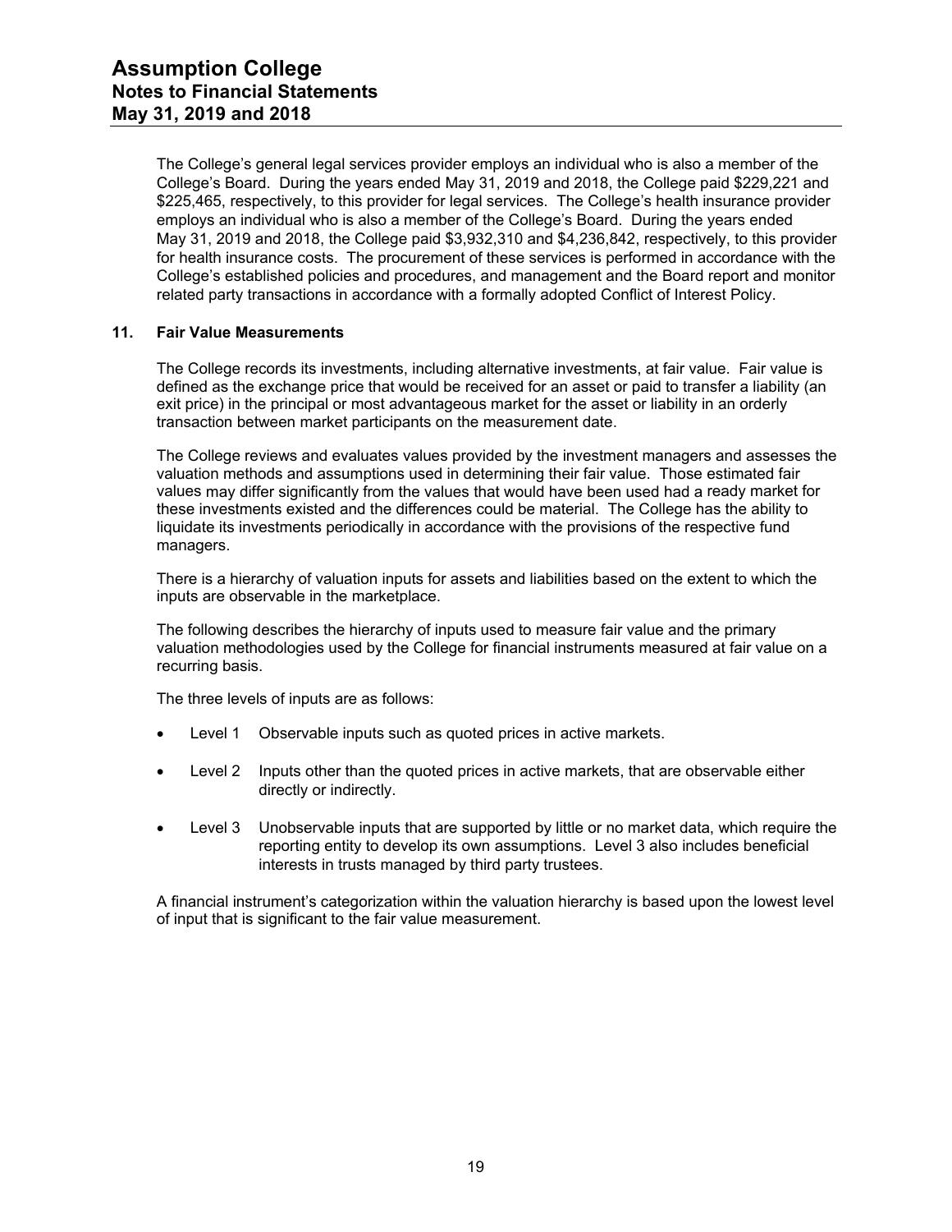The College's general legal services provider employs an individual who is also a member of the College's Board. During the years ended May 31, 2019 and 2018, the College paid $229,221 and $225,465, respectively, to this provider for legal services. The College's health insurance provider employs an individual who is also a member of the College's Board. During the years ended May 31, 2019 and 2018, the College paid $3,932,310 and $4,236,842, respectively, to this provider for health insurance costs. The procurement of these services is performed in accordance with the College's established policies and procedures, and management and the Board report and monitor related party transactions in accordance with a formally adopted Conflict of Interest Policy.

## 11. Fair Value Measurements

The College records its investments, including alternative investments, at fair value. Fair value is defined as the exchange price that would be received for an asset or paid to transfer a liability (an exit price) in the principal or most advantageous market for the asset or liability in an orderly transaction between market participants on the measurement date.

The College reviews and evaluates values provided by the investment managers and assesses the valuation methods and assumptions used in determining their fair value. Those estimated fair values may differ significantly from the values that would have been used had a ready market for these investments existed and the differences could be material. The College has the ability to liquidate its investments periodically in accordance with the provisions of the respective fund managers.

There is a hierarchy of valuation inputs for assets and liabilities based on the extent to which the inputs are observable in the marketplace.

The following describes the hierarchy of inputs used to measure fair value and the primary valuation methodologies used by the College for financial instruments measured at fair value on a recurring basis.

The three levels of inputs are as follows:

- Level 1 Observable inputs such as quoted prices in active markets.
- Level 2 Inputs other than the quoted prices in active markets, that are observable either directly or indirectly.
- Level 3 Unobservable inputs that are supported by little or no market data, which require the reporting entity to develop its own assumptions. Level 3 also includes beneficial interests in trusts managed by third party trustees.

A financial instrument's categorization within the valuation hierarchy is based upon the lowest level of input that is significant to the fair value measurement.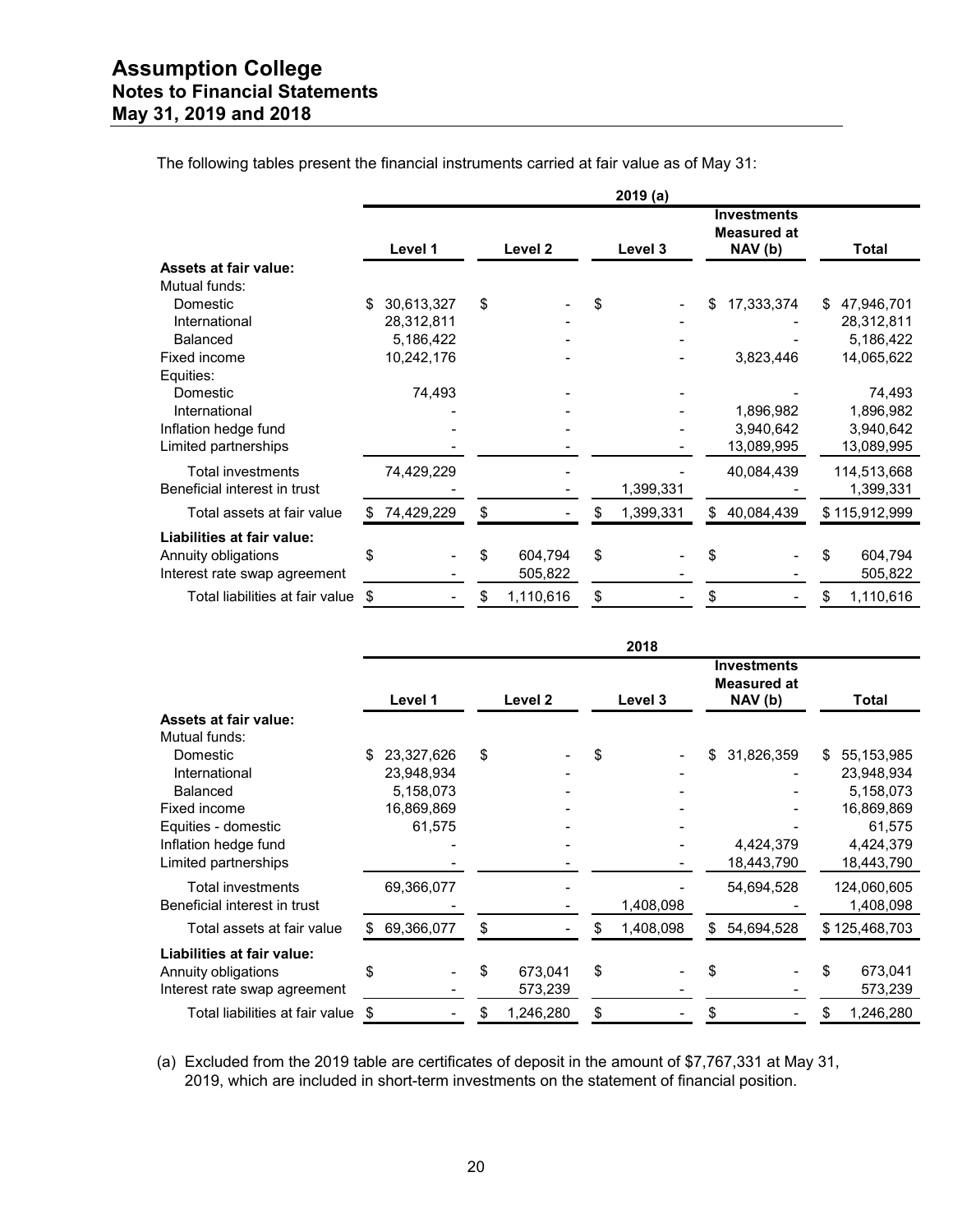# Assumption College
## Notes to Financial Statements
## May 31, 2019 and 2018

The following tables present the financial instruments carried at fair value as of May 31:

| | 2019 (a) | | | | |
|---|---|---|---|---|---|
| | Level 1 | Level 2 | Level 3 | Investments Measured at NAV (b) | Total |
| **Assets at fair value:** | | | | | |
| Mutual funds: | | | | | |
| Domestic | $ 30,613,327 | $ - | $ - | $ 17,333,374 | $ 47,946,701 |
| International | 28,312,811 | - | - | - | 28,312,811 |
| Balanced | 5,186,422 | - | - | - | 5,186,422 |
| Fixed income | 10,242,176 | - | - | 3,823,446 | 14,065,622 |
| Equities: | | | | | |
| Domestic | 74,493 | - | - | - | 74,493 |
| International | - | - | - | 1,896,982 | 1,896,982 |
| Inflation hedge fund | - | - | - | 3,940,642 | 3,940,642 |
| Limited partnerships | - | - | - | 13,089,995 | 13,089,995 |
| Total investments | 74,429,229 | - | - | 40,084,439 | 114,513,668 |
| Beneficial interest in trust | - | - | 1,399,331 | - | 1,399,331 |
| Total assets at fair value | $ 74,429,229 | $ - | $ 1,399,331 | $ 40,084,439 | $ 115,912,999 |
| **Liabilities at fair value:** | | | | | |
| Annuity obligations | $ - | $ 604,794 | $ - | $ - | $ 604,794 |
| Interest rate swap agreement | - | 505,822 | - | - | 505,822 |
| Total liabilities at fair value | $ - | $ 1,110,616 | $ - | $ - | $ 1,110,616 |

| | 2018 | | | | |
|---|---|---|---|---|---|
| | Level 1 | Level 2 | Level 3 | Investments Measured at NAV (b) | Total |
| **Assets at fair value:** | | | | | |
| Mutual funds: | | | | | |
| Domestic | $ 23,327,626 | $ - | $ - | $ 31,826,359 | $ 55,153,985 |
| International | 23,948,934 | - | - | - | 23,948,934 |
| Balanced | 5,158,073 | - | - | - | 5,158,073 |
| Fixed income | 16,869,869 | - | - | - | 16,869,869 |
| Equities - domestic | 61,575 | - | - | - | 61,575 |
| Inflation hedge fund | - | - | - | 4,424,379 | 4,424,379 |
| Limited partnerships | - | - | - | 18,443,790 | 18,443,790 |
| Total investments | 69,366,077 | - | - | 54,694,528 | 124,060,605 |
| Beneficial interest in trust | - | - | 1,408,098 | - | 1,408,098 |
| Total assets at fair value | $ 69,366,077 | $ - | $ 1,408,098 | $ 54,694,528 | $ 125,468,703 |
| **Liabilities at fair value:** | | | | | |
| Annuity obligations | $ - | $ 673,041 | $ - | $ - | $ 673,041 |
| Interest rate swap agreement | - | 573,239 | - | - | 573,239 |
| Total liabilities at fair value | $ - | $ 1,246,280 | $ - | $ - | $ 1,246,280 |

(a) Excluded from the 2019 table are certificates of deposit in the amount of $7,767,331 at May 31, 2019, which are included in short-term investments on the statement of financial position.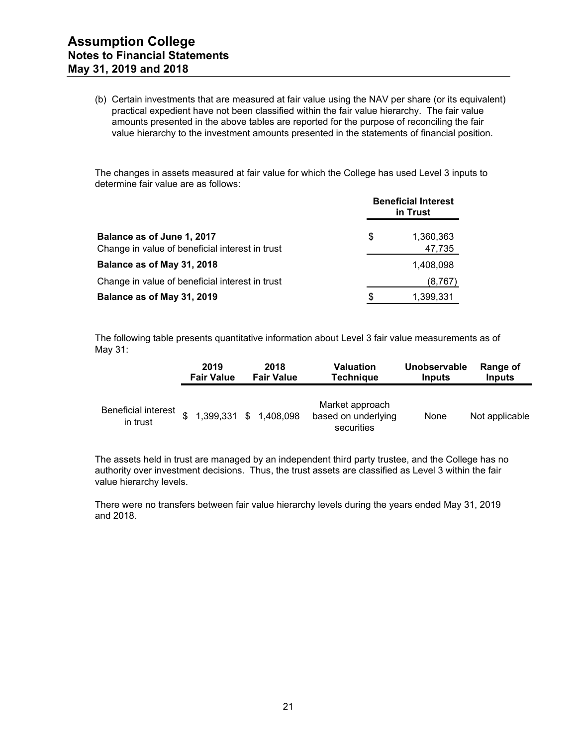(b) Certain investments that are measured at fair value using the NAV per share (or its equivalent) practical expedient have not been classified within the fair value hierarchy. The fair value amounts presented in the above tables are reported for the purpose of reconciling the fair value hierarchy to the investment amounts presented in the statements of financial position.

The changes in assets measured at fair value for which the College has used Level 3 inputs to determine fair value are as follows:

| | Beneficial Interest in Trust |
|---|---|
| **Balance as of June 1, 2017** | $ 1,360,363 |
| Change in value of beneficial interest in trust | 47,735 |
| **Balance as of May 31, 2018** | 1,408,098 |
| Change in value of beneficial interest in trust | (8,767) |
| **Balance as of May 31, 2019** | $ 1,399,331 |

The following table presents quantitative information about Level 3 fair value measurements as of May 31:

| | 2019 Fair Value | 2018 Fair Value | Valuation Technique | Unobservable Inputs | Range of Inputs |
|---|---|---|---|---|---|
| Beneficial interest in trust | $ 1,399,331 | $ 1,408,098 | Market approach based on underlying securities | None | Not applicable |

The assets held in trust are managed by an independent third party trustee, and the College has no authority over investment decisions. Thus, the trust assets are classified as Level 3 within the fair value hierarchy levels.

There were no transfers between fair value hierarchy levels during the years ended May 31, 2019 and 2018.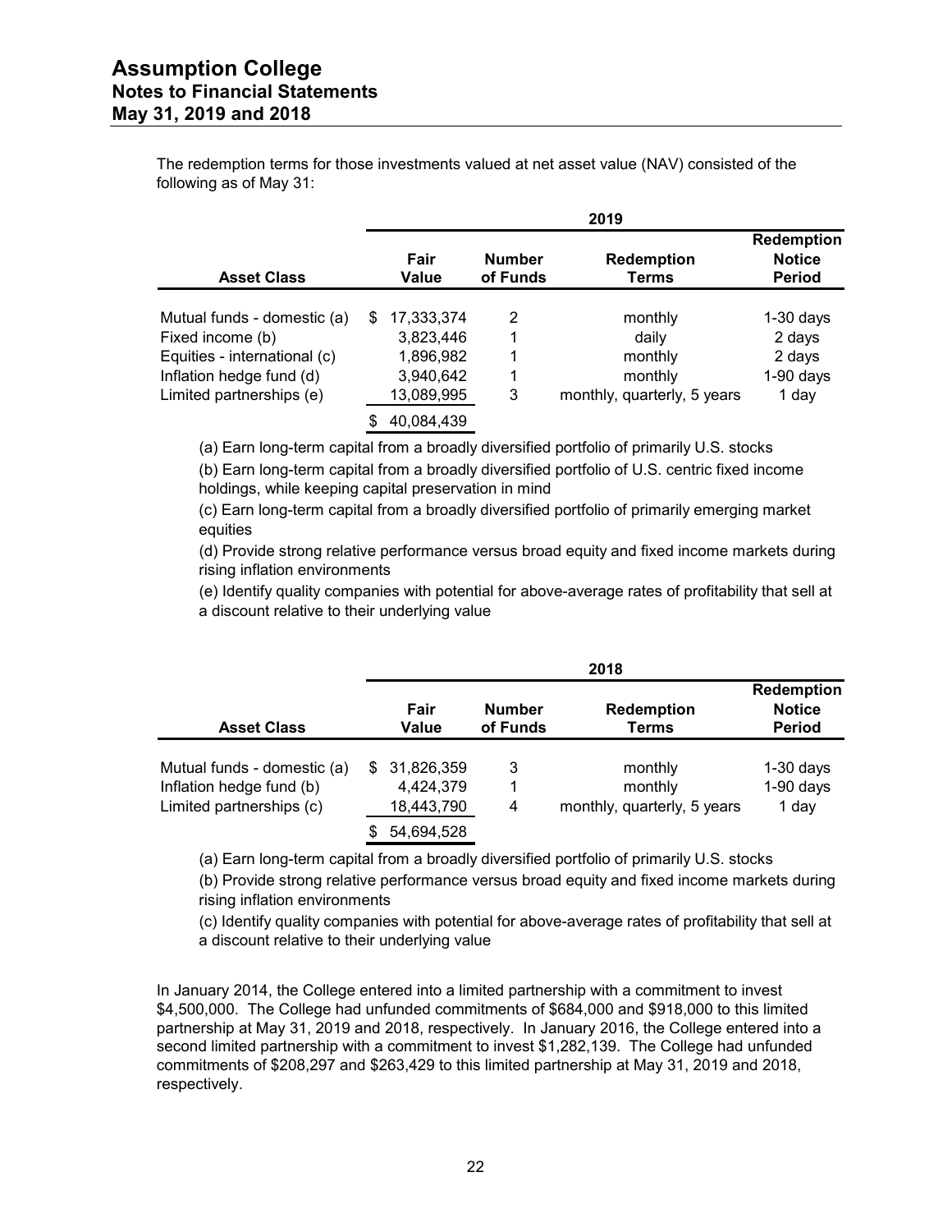The redemption terms for those investments valued at net asset value (NAV) consisted of the following as of May 31:

| | 2019 | | | |
|---|---|---|---|---|
| **Asset Class** | **Fair Value** | **Number of Funds** | **Redemption Terms** | **Redemption Notice Period** |
| Mutual funds - domestic (a) | $ 17,333,374 | 2 | monthly | 1-30 days |
| Fixed income (b) | 3,823,446 | 1 | daily | 2 days |
| Equities - international (c) | 1,896,982 | 1 | monthly | 2 days |
| Inflation hedge fund (d) | 3,940,642 | 1 | monthly | 1-90 days |
| Limited partnerships (e) | 13,089,995 | 3 | monthly, quarterly, 5 years | 1 day |
| | $ 40,084,439 | | | |

(a) Earn long-term capital from a broadly diversified portfolio of primarily U.S. stocks

(b) Earn long-term capital from a broadly diversified portfolio of U.S. centric fixed income holdings, while keeping capital preservation in mind

(c) Earn long-term capital from a broadly diversified portfolio of primarily emerging market equities

(d) Provide strong relative performance versus broad equity and fixed income markets during rising inflation environments

(e) Identify quality companies with potential for above-average rates of profitability that sell at a discount relative to their underlying value

| | 2018 | | | |
|---|---|---|---|---|
| **Asset Class** | **Fair Value** | **Number of Funds** | **Redemption Terms** | **Redemption Notice Period** |
| Mutual funds - domestic (a) | $ 31,826,359 | 3 | monthly | 1-30 days |
| Inflation hedge fund (b) | 4,424,379 | 1 | monthly | 1-90 days |
| Limited partnerships (c) | 18,443,790 | 4 | monthly, quarterly, 5 years | 1 day |
| | $ 54,694,528 | | | |

(a) Earn long-term capital from a broadly diversified portfolio of primarily U.S. stocks

(b) Provide strong relative performance versus broad equity and fixed income markets during rising inflation environments

(c) Identify quality companies with potential for above-average rates of profitability that sell at a discount relative to their underlying value

In January 2014, the College entered into a limited partnership with a commitment to invest $4,500,000. The College had unfunded commitments of $684,000 and $918,000 to this limited partnership at May 31, 2019 and 2018, respectively. In January 2016, the College entered into a second limited partnership with a commitment to invest $1,282,139. The College had unfunded commitments of $208,297 and $263,429 to this limited partnership at May 31, 2019 and 2018, respectively.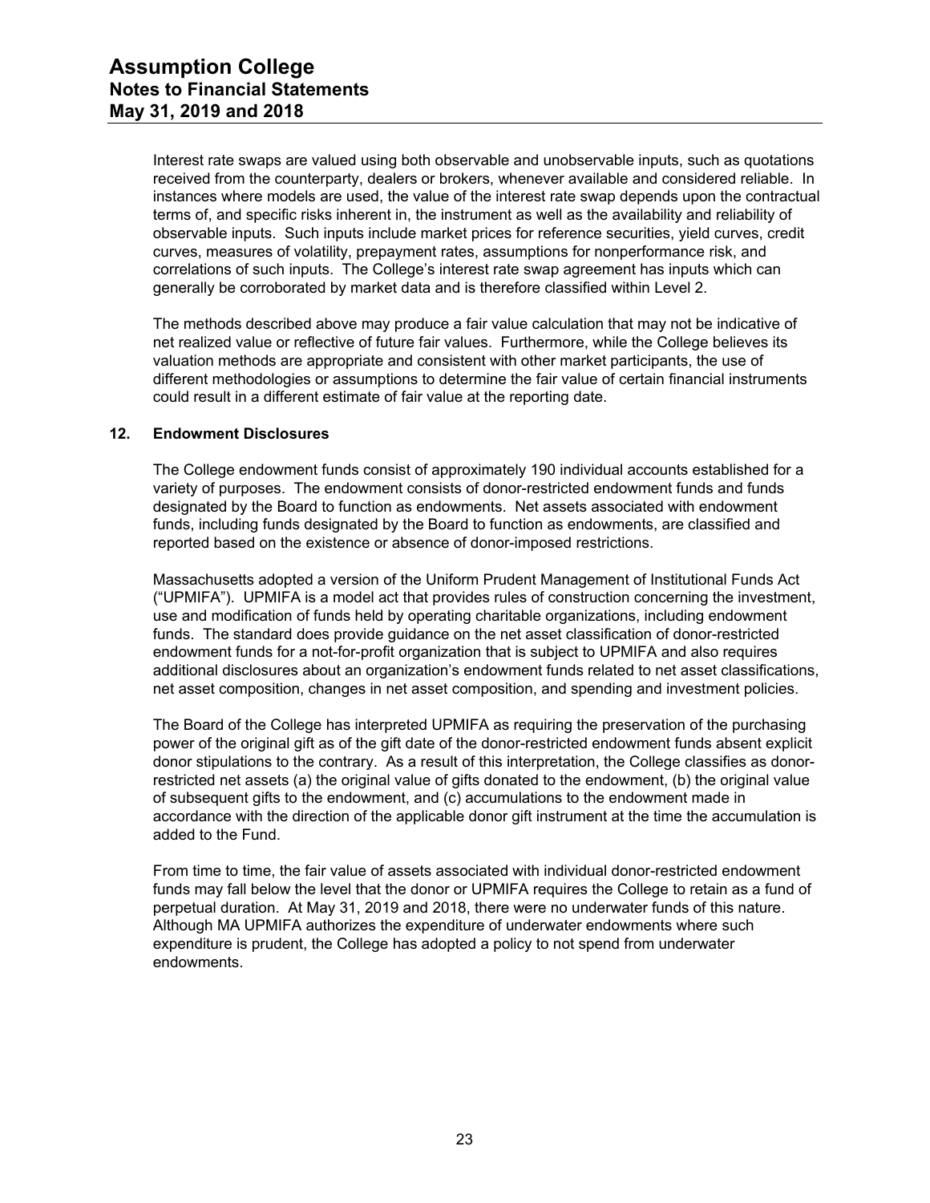Interest rate swaps are valued using both observable and unobservable inputs, such as quotations received from the counterparty, dealers or brokers, whenever available and considered reliable. In instances where models are used, the value of the interest rate swap depends upon the contractual terms of, and specific risks inherent in, the instrument as well as the availability and reliability of observable inputs. Such inputs include market prices for reference securities, yield curves, credit curves, measures of volatility, prepayment rates, assumptions for nonperformance risk, and correlations of such inputs. The College's interest rate swap agreement has inputs which can generally be corroborated by market data and is therefore classified within Level 2.

The methods described above may produce a fair value calculation that may not be indicative of net realized value or reflective of future fair values. Furthermore, while the College believes its valuation methods are appropriate and consistent with other market participants, the use of different methodologies or assumptions to determine the fair value of certain financial instruments could result in a different estimate of fair value at the reporting date.

## 12. Endowment Disclosures

The College endowment funds consist of approximately 190 individual accounts established for a variety of purposes. The endowment consists of donor-restricted endowment funds and funds designated by the Board to function as endowments. Net assets associated with endowment funds, including funds designated by the Board to function as endowments, are classified and reported based on the existence or absence of donor-imposed restrictions.

Massachusetts adopted a version of the Uniform Prudent Management of Institutional Funds Act ("UPMIFA"). UPMIFA is a model act that provides rules of construction concerning the investment, use and modification of funds held by operating charitable organizations, including endowment funds. The standard does provide guidance on the net asset classification of donor-restricted endowment funds for a not-for-profit organization that is subject to UPMIFA and also requires additional disclosures about an organization's endowment funds related to net asset classifications, net asset composition, changes in net asset composition, and spending and investment policies.

The Board of the College has interpreted UPMIFA as requiring the preservation of the purchasing power of the original gift as of the gift date of the donor-restricted endowment funds absent explicit donor stipulations to the contrary. As a result of this interpretation, the College classifies as donor-restricted net assets (a) the original value of gifts donated to the endowment, (b) the original value of subsequent gifts to the endowment, and (c) accumulations to the endowment made in accordance with the direction of the applicable donor gift instrument at the time the accumulation is added to the Fund.

From time to time, the fair value of assets associated with individual donor-restricted endowment funds may fall below the level that the donor or UPMIFA requires the College to retain as a fund of perpetual duration. At May 31, 2019 and 2018, there were no underwater funds of this nature. Although MA UPMIFA authorizes the expenditure of underwater endowments where such expenditure is prudent, the College has adopted a policy to not spend from underwater endowments.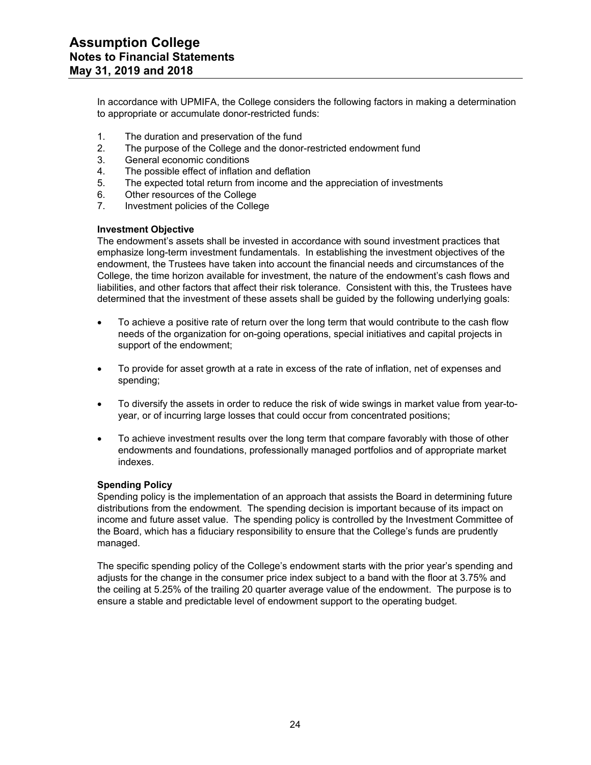In accordance with UPMIFA, the College considers the following factors in making a determination to appropriate or accumulate donor-restricted funds:

1. The duration and preservation of the fund
2. The purpose of the College and the donor-restricted endowment fund
3. General economic conditions
4. The possible effect of inflation and deflation
5. The expected total return from income and the appreciation of investments
6. Other resources of the College
7. Investment policies of the College

**Investment Objective**

The endowment's assets shall be invested in accordance with sound investment practices that emphasize long-term investment fundamentals. In establishing the investment objectives of the endowment, the Trustees have taken into account the financial needs and circumstances of the College, the time horizon available for investment, the nature of the endowment's cash flows and liabilities, and other factors that affect their risk tolerance. Consistent with this, the Trustees have determined that the investment of these assets shall be guided by the following underlying goals:

- To achieve a positive rate of return over the long term that would contribute to the cash flow needs of the organization for on-going operations, special initiatives and capital projects in support of the endowment;
- To provide for asset growth at a rate in excess of the rate of inflation, net of expenses and spending;
- To diversify the assets in order to reduce the risk of wide swings in market value from year-to-year, or of incurring large losses that could occur from concentrated positions;
- To achieve investment results over the long term that compare favorably with those of other endowments and foundations, professionally managed portfolios and of appropriate market indexes.

**Spending Policy**

Spending policy is the implementation of an approach that assists the Board in determining future distributions from the endowment. The spending decision is important because of its impact on income and future asset value. The spending policy is controlled by the Investment Committee of the Board, which has a fiduciary responsibility to ensure that the College's funds are prudently managed.

The specific spending policy of the College's endowment starts with the prior year's spending and adjusts for the change in the consumer price index subject to a band with the floor at 3.75% and the ceiling at 5.25% of the trailing 20 quarter average value of the endowment. The purpose is to ensure a stable and predictable level of endowment support to the operating budget.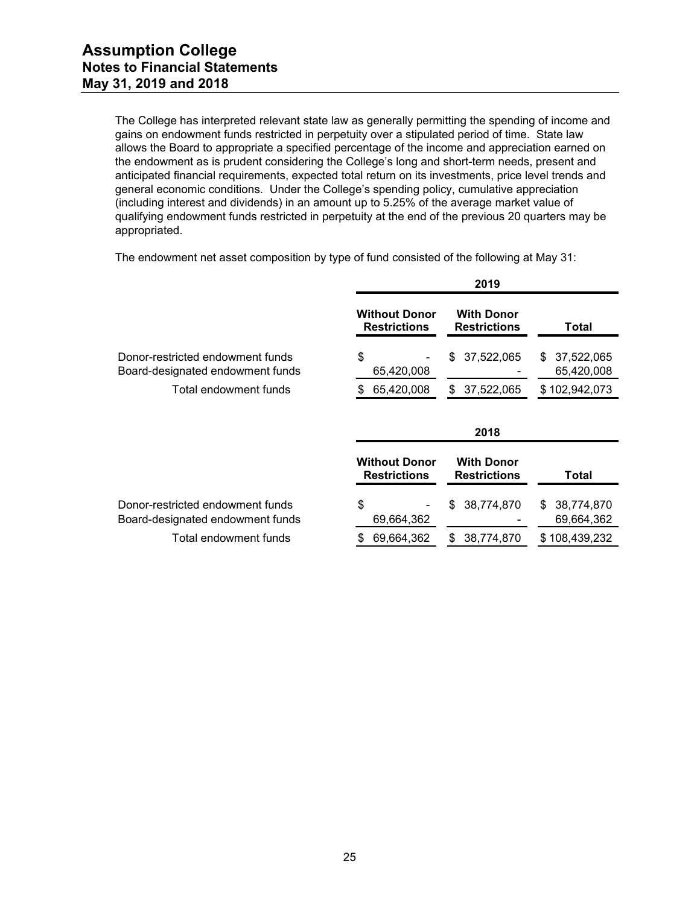The College has interpreted relevant state law as generally permitting the spending of income and gains on endowment funds restricted in perpetuity over a stipulated period of time. State law allows the Board to appropriate a specified percentage of the income and appreciation earned on the endowment as is prudent considering the College's long and short-term needs, present and anticipated financial requirements, expected total return on its investments, price level trends and general economic conditions. Under the College's spending policy, cumulative appreciation (including interest and dividends) in an amount up to 5.25% of the average market value of qualifying endowment funds restricted in perpetuity at the end of the previous 20 quarters may be appropriated.

The endowment net asset composition by type of fund consisted of the following at May 31:

| | 2019 | | |
|---|---|---|---|
| | Without Donor Restrictions | With Donor Restrictions | Total |
| Donor-restricted endowment funds | $ - | $ 37,522,065 | $ 37,522,065 |
| Board-designated endowment funds | 65,420,008 | - | 65,420,008 |
| Total endowment funds | $ 65,420,008 | $ 37,522,065 | $ 102,942,073 |

| | 2018 | | |
|---|---|---|---|
| | Without Donor Restrictions | With Donor Restrictions | Total |
| Donor-restricted endowment funds | $ - | $ 38,774,870 | $ 38,774,870 |
| Board-designated endowment funds | 69,664,362 | - | 69,664,362 |
| Total endowment funds | $ 69,664,362 | $ 38,774,870 | $ 108,439,232 |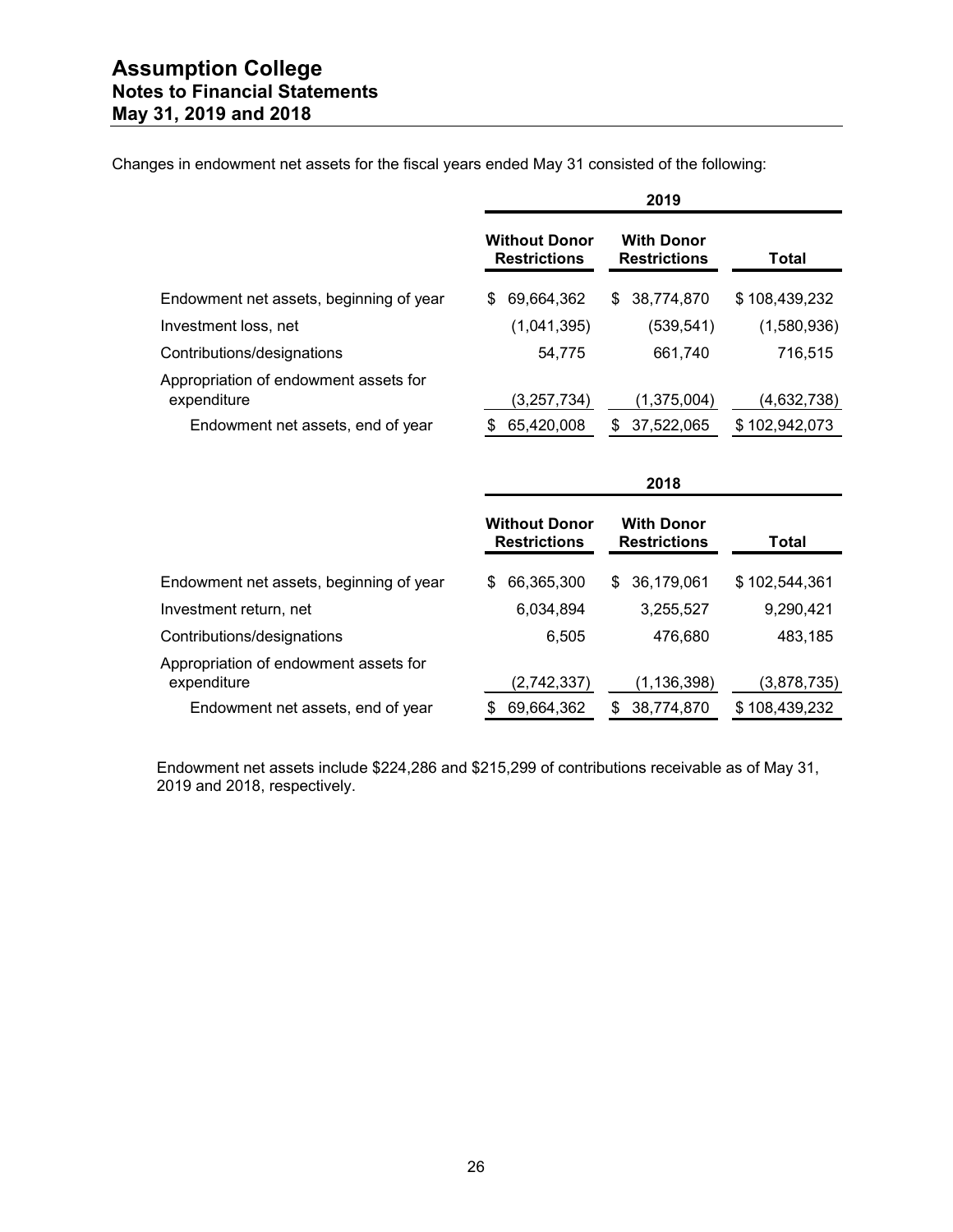Changes in endowment net assets for the fiscal years ended May 31 consisted of the following:

| | 2019 | | |
|---|---|---|---|
| | **Without Donor Restrictions** | **With Donor Restrictions** | **Total** |
| Endowment net assets, beginning of year | $ 69,664,362 | $ 38,774,870 | $ 108,439,232 |
| Investment loss, net | (1,041,395) | (539,541) | (1,580,936) |
| Contributions/designations | 54,775 | 661,740 | 716,515 |
| Appropriation of endowment assets for expenditure | (3,257,734) | (1,375,004) | (4,632,738) |
| Endowment net assets, end of year | $ 65,420,008 | $ 37,522,065 | $ 102,942,073 |

| | 2018 | | |
|---|---|---|---|
| | **Without Donor Restrictions** | **With Donor Restrictions** | **Total** |
| Endowment net assets, beginning of year | $ 66,365,300 | $ 36,179,061 | $ 102,544,361 |
| Investment return, net | 6,034,894 | 3,255,527 | 9,290,421 |
| Contributions/designations | 6,505 | 476,680 | 483,185 |
| Appropriation of endowment assets for expenditure | (2,742,337) | (1,136,398) | (3,878,735) |
| Endowment net assets, end of year | $ 69,664,362 | $ 38,774,870 | $ 108,439,232 |

Endowment net assets include $224,286 and $215,299 of contributions receivable as of May 31, 2019 and 2018, respectively.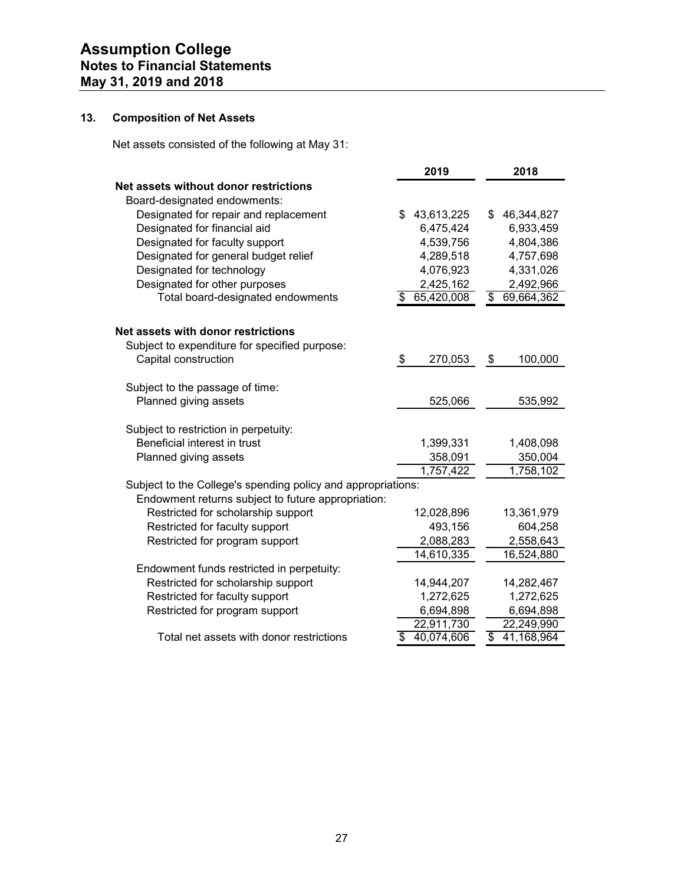# Assumption College
## Notes to Financial Statements
## May 31, 2019 and 2018

### 13. Composition of Net Assets

Net assets consisted of the following at May 31:

| | 2019 | 2018 |
|---|---|---|
| **Net assets without donor restrictions** | | |
| Board-designated endowments: | | |
| Designated for repair and replacement | $ 43,613,225 | $ 46,344,827 |
| Designated for financial aid | 6,475,424 | 6,933,459 |
| Designated for faculty support | 4,539,756 | 4,804,386 |
| Designated for general budget relief | 4,289,518 | 4,757,698 |
| Designated for technology | 4,076,923 | 4,331,026 |
| Designated for other purposes | 2,425,162 | 2,492,966 |
| Total board-designated endowments | $ 65,420,008 | $ 69,664,362 |
| | | |
| **Net assets with donor restrictions** | | |
| Subject to expenditure for specified purpose: | | |
| Capital construction | $ 270,053 | $ 100,000 |
| | | |
| Subject to the passage of time: | | |
| Planned giving assets | 525,066 | 535,992 |
| | | |
| Subject to restriction in perpetuity: | | |
| Beneficial interest in trust | 1,399,331 | 1,408,098 |
| Planned giving assets | 358,091 | 350,004 |
| | 1,757,422 | 1,758,102 |
| Subject to the College's spending policy and appropriations: | | |
| Endowment returns subject to future appropriation: | | |
| Restricted for scholarship support | 12,028,896 | 13,361,979 |
| Restricted for faculty support | 493,156 | 604,258 |
| Restricted for program support | 2,088,283 | 2,558,643 |
| | 14,610,335 | 16,524,880 |
| Endowment funds restricted in perpetuity: | | |
| Restricted for scholarship support | 14,944,207 | 14,282,467 |
| Restricted for faculty support | 1,272,625 | 1,272,625 |
| Restricted for program support | 6,694,898 | 6,694,898 |
| | 22,911,730 | 22,249,990 |
| Total net assets with donor restrictions | $ 40,074,606 | $ 41,168,964 |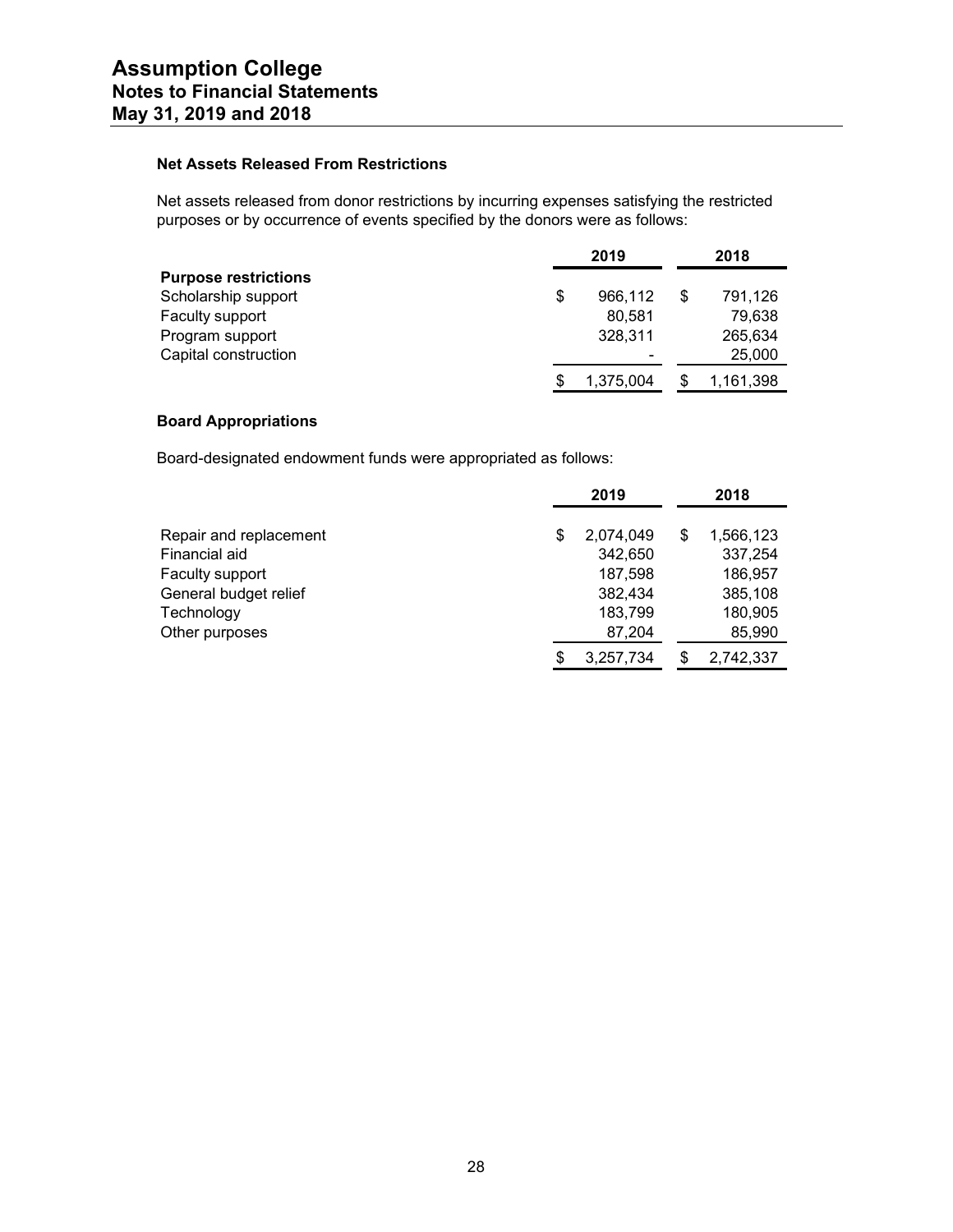#### Net Assets Released From Restrictions

Net assets released from donor restrictions by incurring expenses satisfying the restricted purposes or by occurrence of events specified by the donors were as follows:

| | 2019 | 2018 |
|---|---|---|
| **Purpose restrictions** | | |
| Scholarship support | $ 966,112 | $ 791,126 |
| Faculty support | 80,581 | 79,638 |
| Program support | 328,311 | 265,634 |
| Capital construction | - | 25,000 |
| | $ 1,375,004 | $ 1,161,398 |

#### Board Appropriations

Board-designated endowment funds were appropriated as follows:

| | 2019 | 2018 |
|---|---|---|
| Repair and replacement | $ 2,074,049 | $ 1,566,123 |
| Financial aid | 342,650 | 337,254 |
| Faculty support | 187,598 | 186,957 |
| General budget relief | 382,434 | 385,108 |
| Technology | 183,799 | 180,905 |
| Other purposes | 87,204 | 85,990 |
| | $ 3,257,734 | $ 2,742,337 |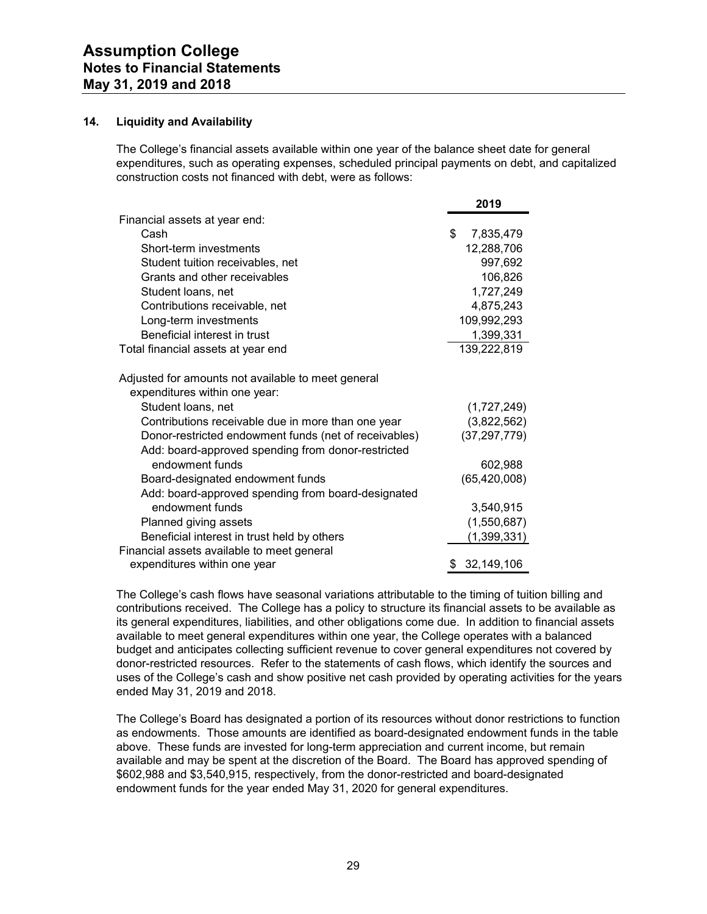## 14. Liquidity and Availability

The College's financial assets available within one year of the balance sheet date for general expenditures, such as operating expenses, scheduled principal payments on debt, and capitalized construction costs not financed with debt, were as follows:

| | 2019 |
|---|---|
| Financial assets at year end: | |
| Cash | $ 7,835,479 |
| Short-term investments | 12,288,706 |
| Student tuition receivables, net | 997,692 |
| Grants and other receivables | 106,826 |
| Student loans, net | 1,727,249 |
| Contributions receivable, net | 4,875,243 |
| Long-term investments | 109,992,293 |
| Beneficial interest in trust | 1,399,331 |
| Total financial assets at year end | 139,222,819 |
| Adjusted for amounts not available to meet general expenditures within one year: | |
| Student loans, net | (1,727,249) |
| Contributions receivable due in more than one year | (3,822,562) |
| Donor-restricted endowment funds (net of receivables) | (37,297,779) |
| Add: board-approved spending from donor-restricted endowment funds | 602,988 |
| Board-designated endowment funds | (65,420,008) |
| Add: board-approved spending from board-designated endowment funds | 3,540,915 |
| Planned giving assets | (1,550,687) |
| Beneficial interest in trust held by others | (1,399,331) |
| Financial assets available to meet general expenditures within one year | $ 32,149,106 |

The College's cash flows have seasonal variations attributable to the timing of tuition billing and contributions received. The College has a policy to structure its financial assets to be available as its general expenditures, liabilities, and other obligations come due. In addition to financial assets available to meet general expenditures within one year, the College operates with a balanced budget and anticipates collecting sufficient revenue to cover general expenditures not covered by donor-restricted resources. Refer to the statements of cash flows, which identify the sources and uses of the College's cash and show positive net cash provided by operating activities for the years ended May 31, 2019 and 2018.

The College's Board has designated a portion of its resources without donor restrictions to function as endowments. Those amounts are identified as board-designated endowment funds in the table above. These funds are invested for long-term appreciation and current income, but remain available and may be spent at the discretion of the Board. The Board has approved spending of $602,988 and $3,540,915, respectively, from the donor-restricted and board-designated endowment funds for the year ended May 31, 2020 for general expenditures.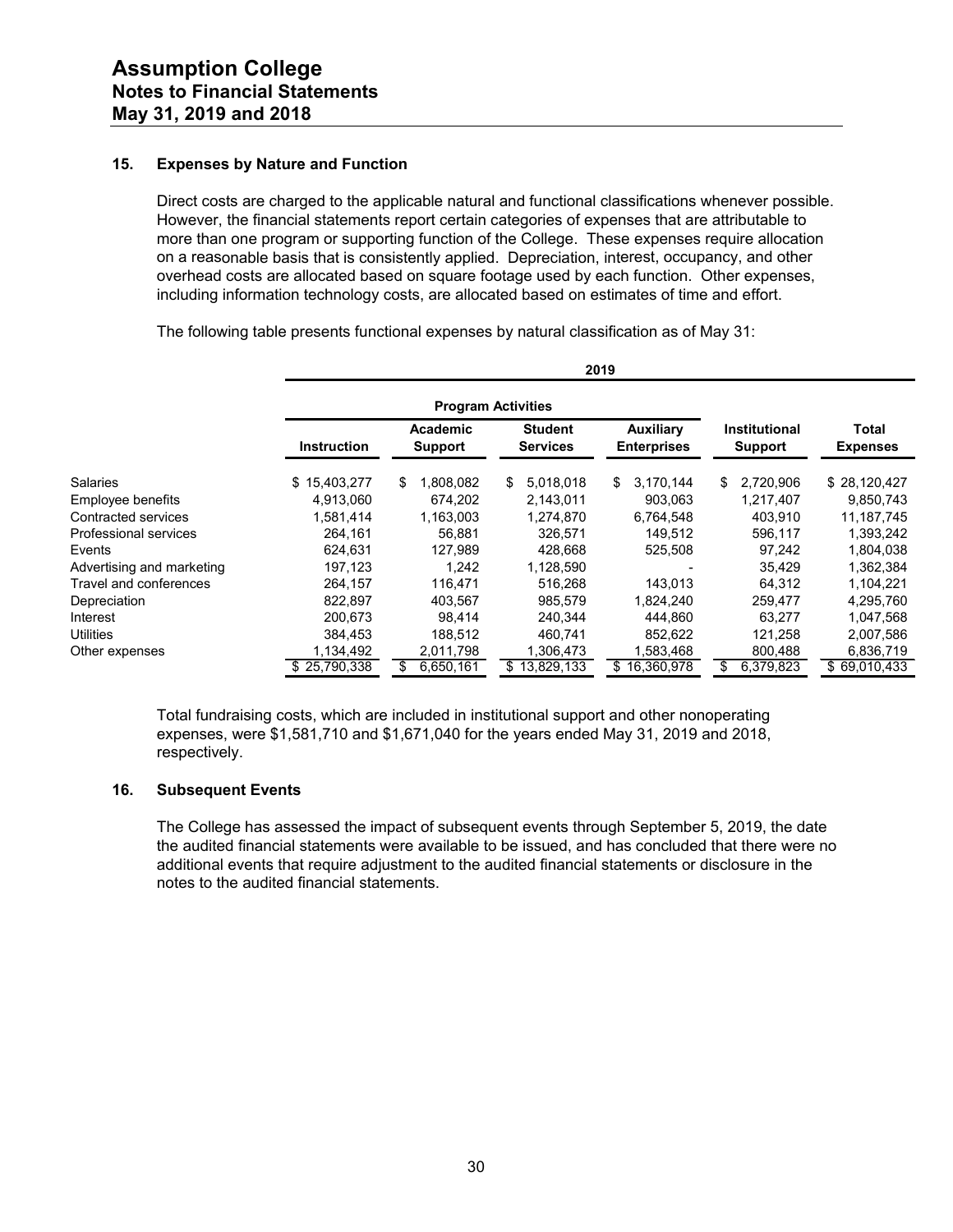## 15. Expenses by Nature and Function

Direct costs are charged to the applicable natural and functional classifications whenever possible. However, the financial statements report certain categories of expenses that are attributable to more than one program or supporting function of the College. These expenses require allocation on a reasonable basis that is consistently applied. Depreciation, interest, occupancy, and other overhead costs are allocated based on square footage used by each function. Other expenses, including information technology costs, are allocated based on estimates of time and effort.

The following table presents functional expenses by natural classification as of May 31:

| | 2019 | | | | | |
|---|---|---|---|---|---|---|
| | Program Activities | | | | | |
| | Instruction | Academic Support | Student Services | Auxiliary Enterprises | Institutional Support | Total Expenses |
| Salaries | $ 15,403,277 | $ 1,808,082 | $ 5,018,018 | $ 3,170,144 | $ 2,720,906 | $ 28,120,427 |
| Employee benefits | 4,913,060 | 674,202 | 2,143,011 | 903,063 | 1,217,407 | 9,850,743 |
| Contracted services | 1,581,414 | 1,163,003 | 1,274,870 | 6,764,548 | 403,910 | 11,187,745 |
| Professional services | 264,161 | 56,881 | 326,571 | 149,512 | 596,117 | 1,393,242 |
| Events | 624,631 | 127,989 | 428,668 | 525,508 | 97,242 | 1,804,038 |
| Advertising and marketing | 197,123 | 1,242 | 1,128,590 | - | 35,429 | 1,362,384 |
| Travel and conferences | 264,157 | 116,471 | 516,268 | 143,013 | 64,312 | 1,104,221 |
| Depreciation | 822,897 | 403,567 | 985,579 | 1,824,240 | 259,477 | 4,295,760 |
| Interest | 200,673 | 98,414 | 240,344 | 444,860 | 63,277 | 1,047,568 |
| Utilities | 384,453 | 188,512 | 460,741 | 852,622 | 121,258 | 2,007,586 |
| Other expenses | 1,134,492 | 2,011,798 | 1,306,473 | 1,583,468 | 800,488 | 6,836,719 |
| | $ 25,790,338 | $ 6,650,161 | $ 13,829,133 | $ 16,360,978 | $ 6,379,823 | $ 69,010,433 |

Total fundraising costs, which are included in institutional support and other nonoperating expenses, were $1,581,710 and $1,671,040 for the years ended May 31, 2019 and 2018, respectively.

## 16. Subsequent Events

The College has assessed the impact of subsequent events through September 5, 2019, the date the audited financial statements were available to be issued, and has concluded that there were no additional events that require adjustment to the audited financial statements or disclosure in the notes to the audited financial statements.